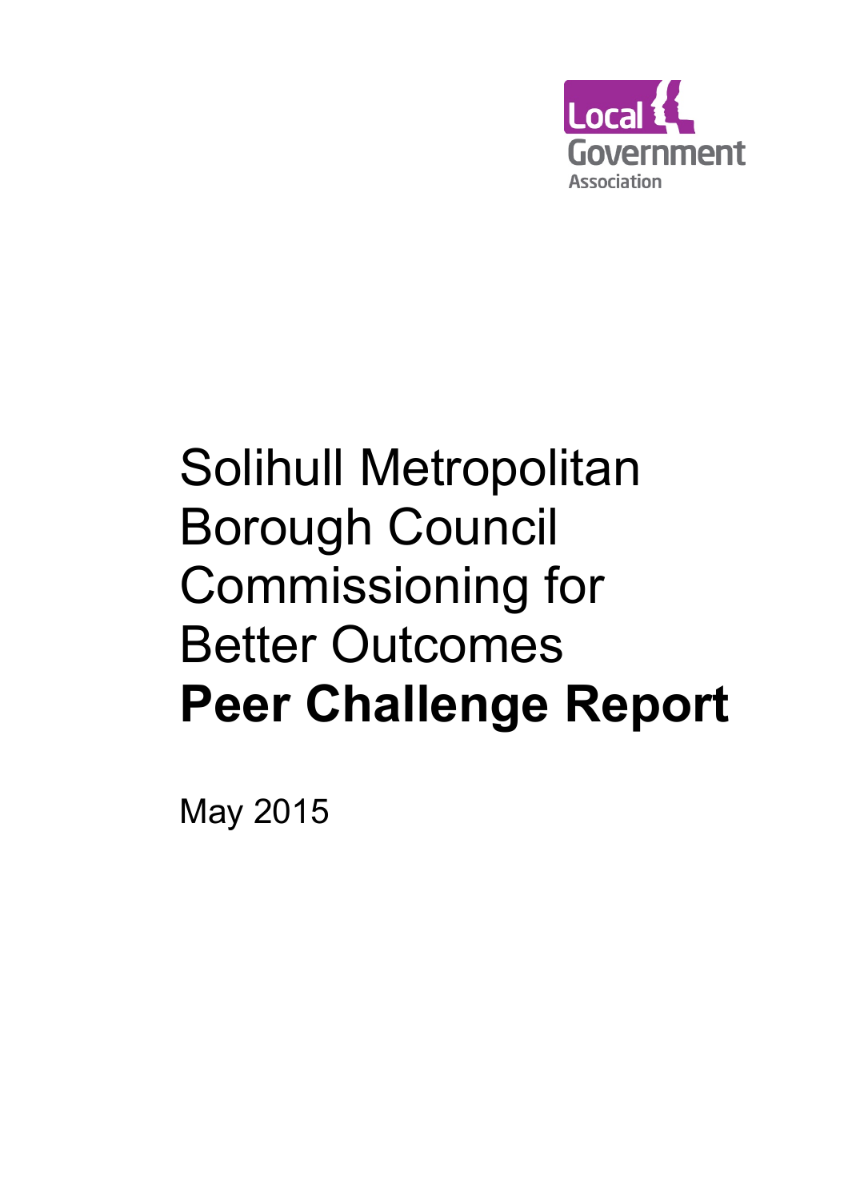Local Government Association

# Solihull Metropolitan Borough Council Commissioning for Better Outcomes

# **Peer Challenge Report**

May 2015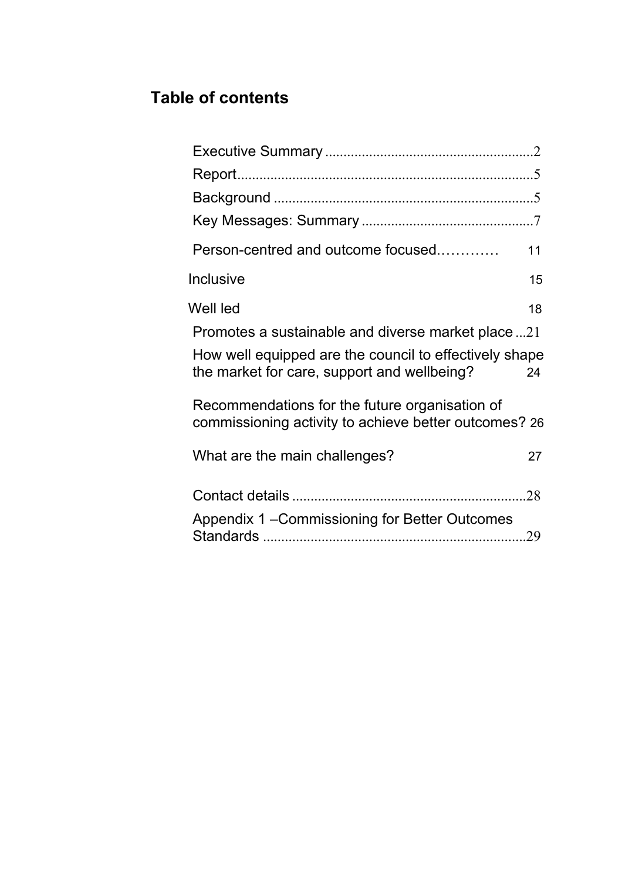## Table of contents

- Executive Summary ........................................................2
- Report...............................................................................5
- Background .....................................................................5
- Key Messages: Summary ..............................................7
- Person-centred and outcome focused………… 11
- Inclusive 15
- Well led 18
- Promotes a sustainable and diverse market place ...21
- How well equipped are the council to effectively shape the market for care, support and wellbeing? 24
- Recommendations for the future organisation of commissioning activity to achieve better outcomes? 26
- What are the main challenges? 27
- Contact details ...............................................................28
- Appendix 1 –Commissioning for Better Outcomes Standards .......................................................................29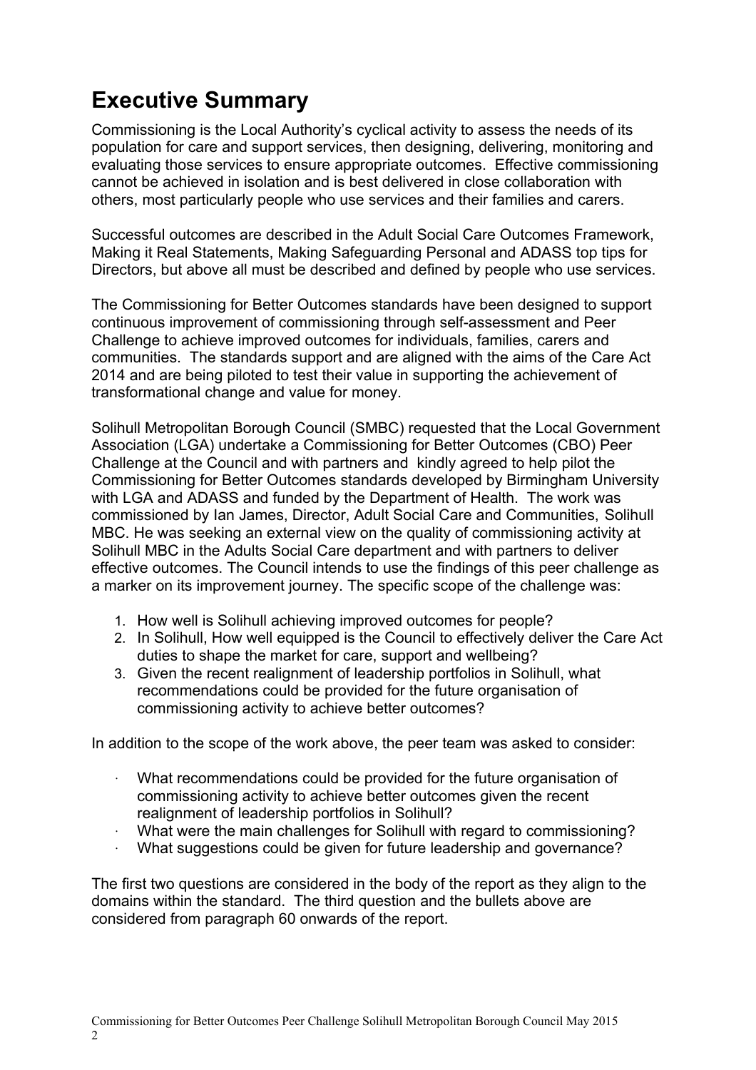# Executive Summary

Commissioning is the Local Authority's cyclical activity to assess the needs of its population for care and support services, then designing, delivering, monitoring and evaluating those services to ensure appropriate outcomes. Effective commissioning cannot be achieved in isolation and is best delivered in close collaboration with others, most particularly people who use services and their families and carers.

Successful outcomes are described in the Adult Social Care Outcomes Framework, Making it Real Statements, Making Safeguarding Personal and ADASS top tips for Directors, but above all must be described and defined by people who use services.

The Commissioning for Better Outcomes standards have been designed to support continuous improvement of commissioning through self-assessment and Peer Challenge to achieve improved outcomes for individuals, families, carers and communities. The standards support and are aligned with the aims of the Care Act 2014 and are being piloted to test their value in supporting the achievement of transformational change and value for money.

Solihull Metropolitan Borough Council (SMBC) requested that the Local Government Association (LGA) undertake a Commissioning for Better Outcomes (CBO) Peer Challenge at the Council and with partners and kindly agreed to help pilot the Commissioning for Better Outcomes standards developed by Birmingham University with LGA and ADASS and funded by the Department of Health. The work was commissioned by Ian James, Director, Adult Social Care and Communities, Solihull MBC. He was seeking an external view on the quality of commissioning activity at Solihull MBC in the Adults Social Care department and with partners to deliver effective outcomes. The Council intends to use the findings of this peer challenge as a marker on its improvement journey. The specific scope of the challenge was:

1. How well is Solihull achieving improved outcomes for people?
2. In Solihull, How well equipped is the Council to effectively deliver the Care Act duties to shape the market for care, support and wellbeing?
3. Given the recent realignment of leadership portfolios in Solihull, what recommendations could be provided for the future organisation of commissioning activity to achieve better outcomes?

In addition to the scope of the work above, the peer team was asked to consider:

- What recommendations could be provided for the future organisation of commissioning activity to achieve better outcomes given the recent realignment of leadership portfolios in Solihull?
- What were the main challenges for Solihull with regard to commissioning?
- What suggestions could be given for future leadership and governance?

The first two questions are considered in the body of the report as they align to the domains within the standard. The third question and the bullets above are considered from paragraph 60 onwards of the report.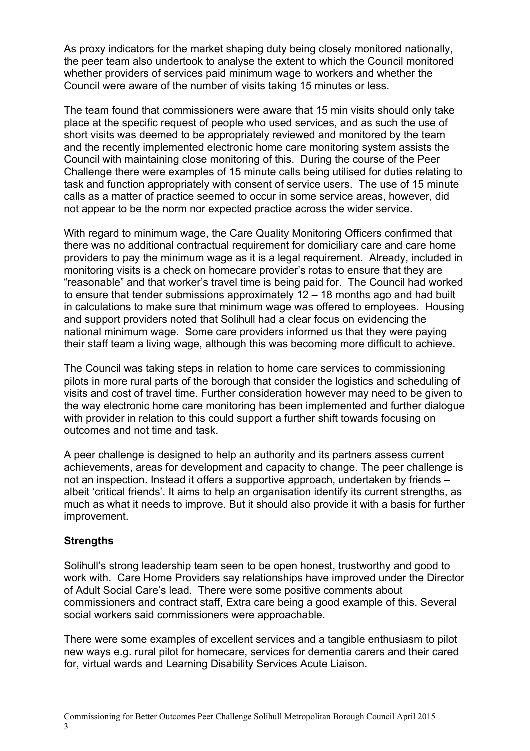As proxy indicators for the market shaping duty being closely monitored nationally, the peer team also undertook to analyse the extent to which the Council monitored whether providers of services paid minimum wage to workers and whether the Council were aware of the number of visits taking 15 minutes or less.

The team found that commissioners were aware that 15 min visits should only take place at the specific request of people who used services, and as such the use of short visits was deemed to be appropriately reviewed and monitored by the team and the recently implemented electronic home care monitoring system assists the Council with maintaining close monitoring of this. During the course of the Peer Challenge there were examples of 15 minute calls being utilised for duties relating to task and function appropriately with consent of service users. The use of 15 minute calls as a matter of practice seemed to occur in some service areas, however, did not appear to be the norm nor expected practice across the wider service.

With regard to minimum wage, the Care Quality Monitoring Officers confirmed that there was no additional contractual requirement for domiciliary care and care home providers to pay the minimum wage as it is a legal requirement. Already, included in monitoring visits is a check on homecare provider's rotas to ensure that they are "reasonable" and that worker's travel time is being paid for. The Council had worked to ensure that tender submissions approximately 12 – 18 months ago and had built in calculations to make sure that minimum wage was offered to employees. Housing and support providers noted that Solihull had a clear focus on evidencing the national minimum wage. Some care providers informed us that they were paying their staff team a living wage, although this was becoming more difficult to achieve.

The Council was taking steps in relation to home care services to commissioning pilots in more rural parts of the borough that consider the logistics and scheduling of visits and cost of travel time. Further consideration however may need to be given to the way electronic home care monitoring has been implemented and further dialogue with provider in relation to this could support a further shift towards focusing on outcomes and not time and task.

A peer challenge is designed to help an authority and its partners assess current achievements, areas for development and capacity to change. The peer challenge is not an inspection. Instead it offers a supportive approach, undertaken by friends – albeit 'critical friends'. It aims to help an organisation identify its current strengths, as much as what it needs to improve. But it should also provide it with a basis for further improvement.

## Strengths

Solihull's strong leadership team seen to be open honest, trustworthy and good to work with. Care Home Providers say relationships have improved under the Director of Adult Social Care's lead. There were some positive comments about commissioners and contract staff, Extra care being a good example of this. Several social workers said commissioners were approachable.

There were some examples of excellent services and a tangible enthusiasm to pilot new ways e.g. rural pilot for homecare, services for dementia carers and their cared for, virtual wards and Learning Disability Services Acute Liaison.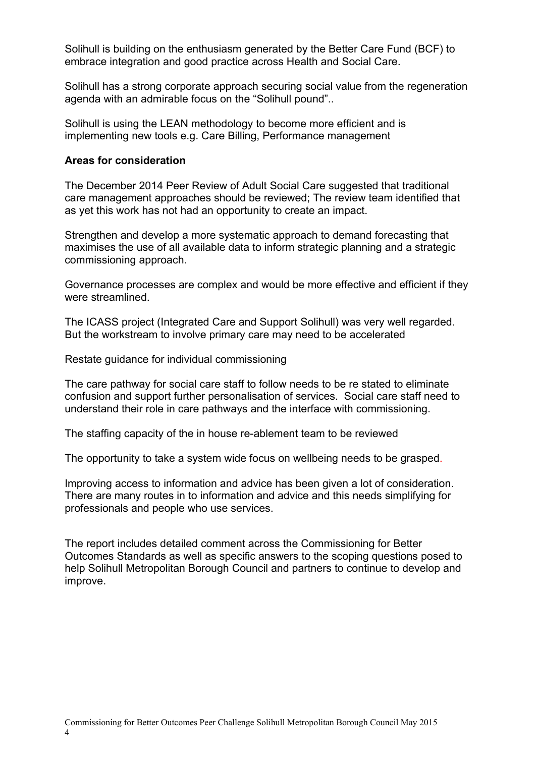Solihull is building on the enthusiasm generated by the Better Care Fund (BCF) to embrace integration and good practice across Health and Social Care.

Solihull has a strong corporate approach securing social value from the regeneration agenda with an admirable focus on the "Solihull pound"..

Solihull is using the LEAN methodology to become more efficient and is implementing new tools e.g. Care Billing, Performance management

**Areas for consideration**

The December 2014 Peer Review of Adult Social Care suggested that traditional care management approaches should be reviewed; The review team identified that as yet this work has not had an opportunity to create an impact.

Strengthen and develop a more systematic approach to demand forecasting that maximises the use of all available data to inform strategic planning and a strategic commissioning approach.

Governance processes are complex and would be more effective and efficient if they were streamlined.

The ICASS project (Integrated Care and Support Solihull) was very well regarded. But the workstream to involve primary care may need to be accelerated

Restate guidance for individual commissioning

The care pathway for social care staff to follow needs to be re stated to eliminate confusion and support further personalisation of services. Social care staff need to understand their role in care pathways and the interface with commissioning.

The staffing capacity of the in house re-ablement team to be reviewed

The opportunity to take a system wide focus on wellbeing needs to be grasped.

Improving access to information and advice has been given a lot of consideration. There are many routes in to information and advice and this needs simplifying for professionals and people who use services.

The report includes detailed comment across the Commissioning for Better Outcomes Standards as well as specific answers to the scoping questions posed to help Solihull Metropolitan Borough Council and partners to continue to develop and improve.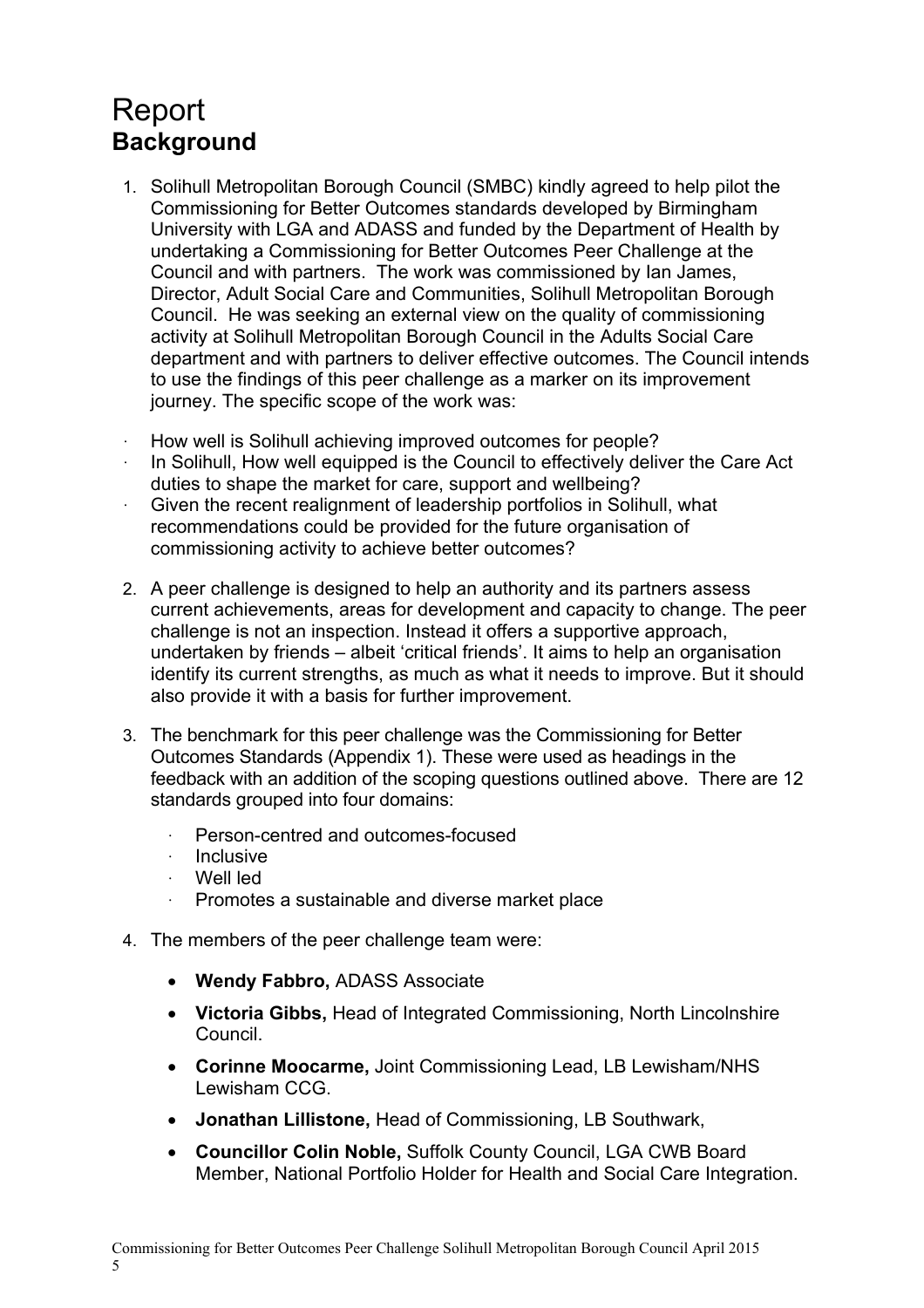# Report

## Background

1. Solihull Metropolitan Borough Council (SMBC) kindly agreed to help pilot the Commissioning for Better Outcomes standards developed by Birmingham University with LGA and ADASS and funded by the Department of Health by undertaking a Commissioning for Better Outcomes Peer Challenge at the Council and with partners. The work was commissioned by Ian James, Director, Adult Social Care and Communities, Solihull Metropolitan Borough Council. He was seeking an external view on the quality of commissioning activity at Solihull Metropolitan Borough Council in the Adults Social Care department and with partners to deliver effective outcomes. The Council intends to use the findings of this peer challenge as a marker on its improvement journey. The specific scope of the work was:

- How well is Solihull achieving improved outcomes for people?
- In Solihull, How well equipped is the Council to effectively deliver the Care Act duties to shape the market for care, support and wellbeing?
- Given the recent realignment of leadership portfolios in Solihull, what recommendations could be provided for the future organisation of commissioning activity to achieve better outcomes?

2. A peer challenge is designed to help an authority and its partners assess current achievements, areas for development and capacity to change. The peer challenge is not an inspection. Instead it offers a supportive approach, undertaken by friends – albeit 'critical friends'. It aims to help an organisation identify its current strengths, as much as what it needs to improve. But it should also provide it with a basis for further improvement.

3. The benchmark for this peer challenge was the Commissioning for Better Outcomes Standards (Appendix 1). These were used as headings in the feedback with an addition of the scoping questions outlined above. There are 12 standards grouped into four domains:

   - Person-centred and outcomes-focused
   - Inclusive
   - Well led
   - Promotes a sustainable and diverse market place

4. The members of the peer challenge team were:

   - **Wendy Fabbro,** ADASS Associate
   - **Victoria Gibbs,** Head of Integrated Commissioning, North Lincolnshire Council.
   - **Corinne Moocarme,** Joint Commissioning Lead, LB Lewisham/NHS Lewisham CCG.
   - **Jonathan Lillistone,** Head of Commissioning, LB Southwark,
   - **Councillor Colin Noble,** Suffolk County Council, LGA CWB Board Member, National Portfolio Holder for Health and Social Care Integration.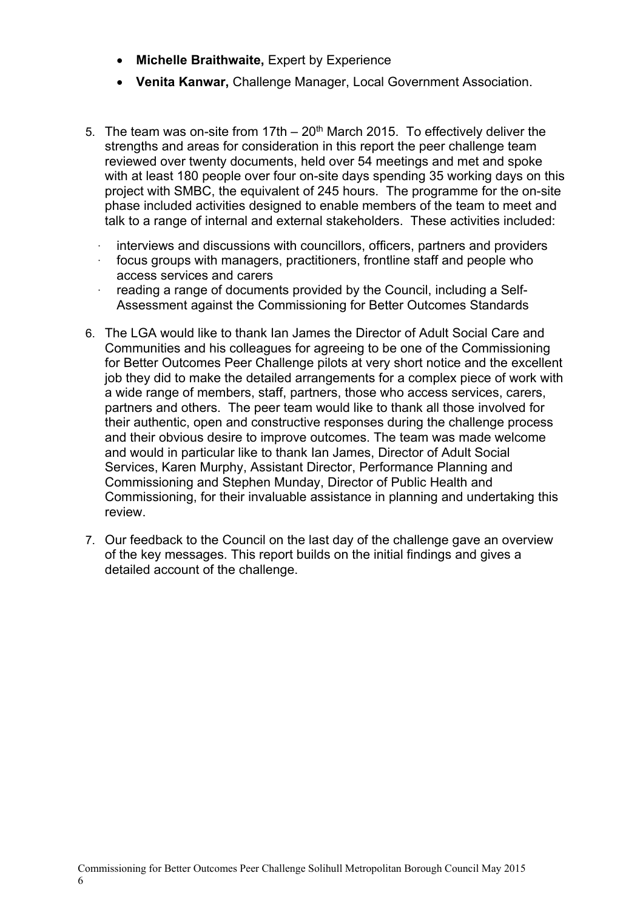- **Michelle Braithwaite,** Expert by Experience
- **Venita Kanwar,** Challenge Manager, Local Government Association.

5. The team was on-site from 17th – 20th March 2015. To effectively deliver the strengths and areas for consideration in this report the peer challenge team reviewed over twenty documents, held over 54 meetings and met and spoke with at least 180 people over four on-site days spending 35 working days on this project with SMBC, the equivalent of 245 hours. The programme for the on-site phase included activities designed to enable members of the team to meet and talk to a range of internal and external stakeholders. These activities included:

   - interviews and discussions with councillors, officers, partners and providers
   - focus groups with managers, practitioners, frontline staff and people who access services and carers
   - reading a range of documents provided by the Council, including a Self-Assessment against the Commissioning for Better Outcomes Standards

6. The LGA would like to thank Ian James the Director of Adult Social Care and Communities and his colleagues for agreeing to be one of the Commissioning for Better Outcomes Peer Challenge pilots at very short notice and the excellent job they did to make the detailed arrangements for a complex piece of work with a wide range of members, staff, partners, those who access services, carers, partners and others. The peer team would like to thank all those involved for their authentic, open and constructive responses during the challenge process and their obvious desire to improve outcomes. The team was made welcome and would in particular like to thank Ian James, Director of Adult Social Services, Karen Murphy, Assistant Director, Performance Planning and Commissioning and Stephen Munday, Director of Public Health and Commissioning, for their invaluable assistance in planning and undertaking this review.

7. Our feedback to the Council on the last day of the challenge gave an overview of the key messages. This report builds on the initial findings and gives a detailed account of the challenge.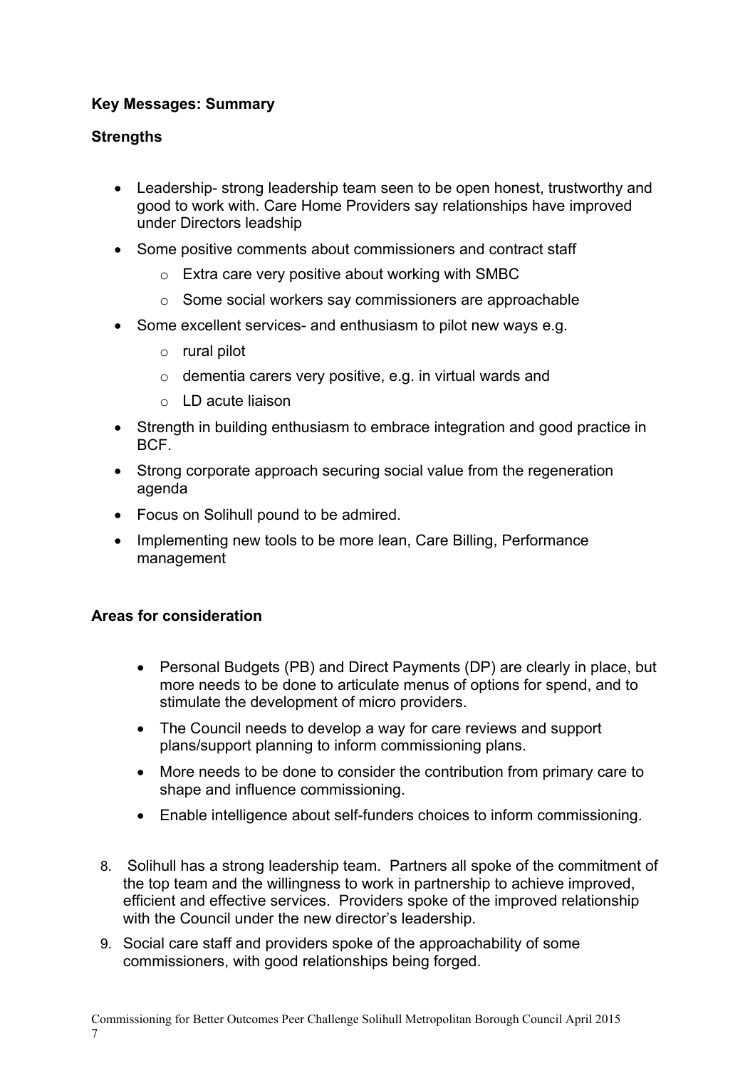**Key Messages: Summary**

**Strengths**

- Leadership- strong leadership team seen to be open honest, trustworthy and good to work with. Care Home Providers say relationships have improved under Directors leadship
- Some positive comments about commissioners and contract staff
    - Extra care very positive about working with SMBC
    - Some social workers say commissioners are approachable
- Some excellent services- and enthusiasm to pilot new ways e.g.
    - rural pilot
    - dementia carers very positive, e.g. in virtual wards and
    - LD acute liaison
- Strength in building enthusiasm to embrace integration and good practice in BCF.
- Strong corporate approach securing social value from the regeneration agenda
- Focus on Solihull pound to be admired.
- Implementing new tools to be more lean, Care Billing, Performance management

**Areas for consideration**

- Personal Budgets (PB) and Direct Payments (DP) are clearly in place, but more needs to be done to articulate menus of options for spend, and to stimulate the development of micro providers.
- The Council needs to develop a way for care reviews and support plans/support planning to inform commissioning plans.
- More needs to be done to consider the contribution from primary care to shape and influence commissioning.
- Enable intelligence about self-funders choices to inform commissioning.

8. Solihull has a strong leadership team. Partners all spoke of the commitment of the top team and the willingness to work in partnership to achieve improved, efficient and effective services. Providers spoke of the improved relationship with the Council under the new director's leadership.
9. Social care staff and providers spoke of the approachability of some commissioners, with good relationships being forged.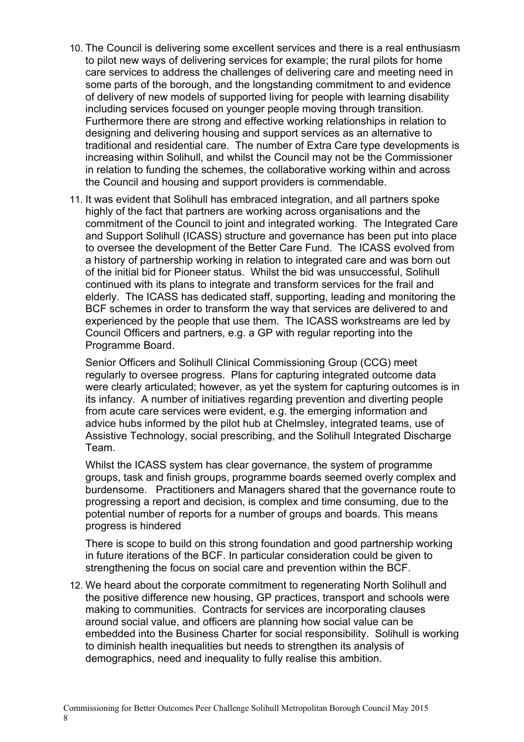10. The Council is delivering some excellent services and there is a real enthusiasm to pilot new ways of delivering services for example; the rural pilots for home care services to address the challenges of delivering care and meeting need in some parts of the borough, and the longstanding commitment to and evidence of delivery of new models of supported living for people with learning disability including services focused on younger people moving through transition. Furthermore there are strong and effective working relationships in relation to designing and delivering housing and support services as an alternative to traditional and residential care. The number of Extra Care type developments is increasing within Solihull, and whilst the Council may not be the Commissioner in relation to funding the schemes, the collaborative working within and across the Council and housing and support providers is commendable.

11. It was evident that Solihull has embraced integration, and all partners spoke highly of the fact that partners are working across organisations and the commitment of the Council to joint and integrated working. The Integrated Care and Support Solihull (ICASS) structure and governance has been put into place to oversee the development of the Better Care Fund. The ICASS evolved from a history of partnership working in relation to integrated care and was born out of the initial bid for Pioneer status. Whilst the bid was unsuccessful, Solihull continued with its plans to integrate and transform services for the frail and elderly. The ICASS has dedicated staff, supporting, leading and monitoring the BCF schemes in order to transform the way that services are delivered to and experienced by the people that use them. The ICASS workstreams are led by Council Officers and partners, e.g. a GP with regular reporting into the Programme Board.

    Senior Officers and Solihull Clinical Commissioning Group (CCG) meet regularly to oversee progress. Plans for capturing integrated outcome data were clearly articulated; however, as yet the system for capturing outcomes is in its infancy. A number of initiatives regarding prevention and diverting people from acute care services were evident, e.g. the emerging information and advice hubs informed by the pilot hub at Chelmsley, integrated teams, use of Assistive Technology, social prescribing, and the Solihull Integrated Discharge Team.

    Whilst the ICASS system has clear governance, the system of programme groups, task and finish groups, programme boards seemed overly complex and burdensome. Practitioners and Managers shared that the governance route to progressing a report and decision, is complex and time consuming, due to the potential number of reports for a number of groups and boards. This means progress is hindered

    There is scope to build on this strong foundation and good partnership working in future iterations of the BCF. In particular consideration could be given to strengthening the focus on social care and prevention within the BCF.

12. We heard about the corporate commitment to regenerating North Solihull and the positive difference new housing, GP practices, transport and schools were making to communities. Contracts for services are incorporating clauses around social value, and officers are planning how social value can be embedded into the Business Charter for social responsibility. Solihull is working to diminish health inequalities but needs to strengthen its analysis of demographics, need and inequality to fully realise this ambition.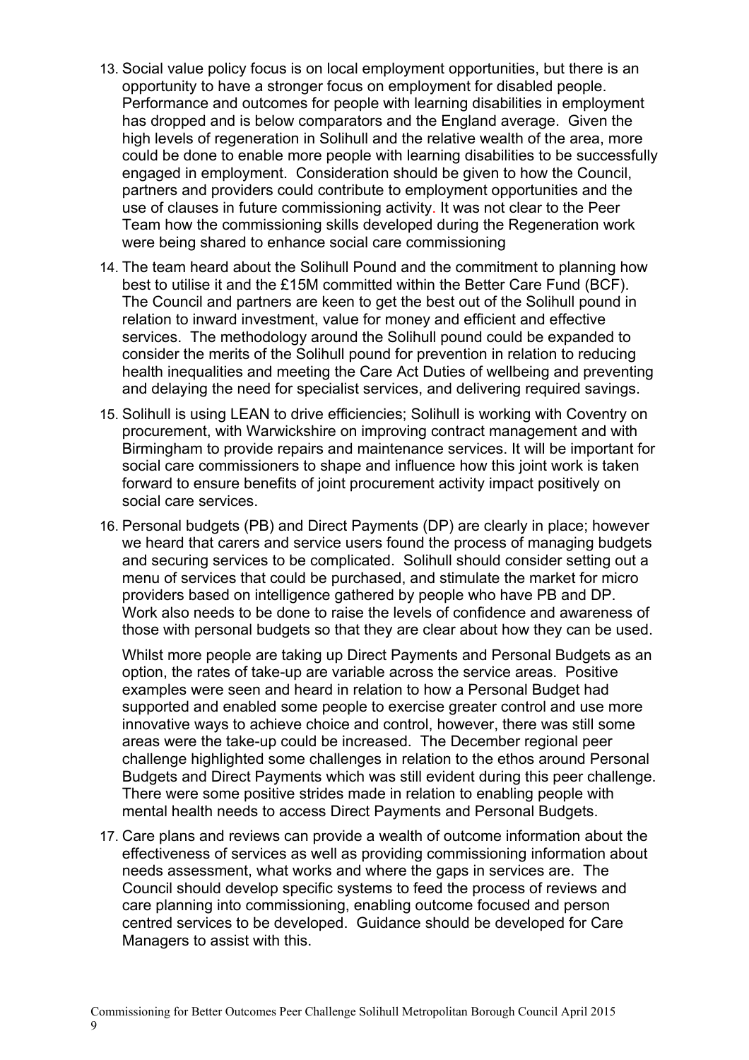13. Social value policy focus is on local employment opportunities, but there is an opportunity to have a stronger focus on employment for disabled people. Performance and outcomes for people with learning disabilities in employment has dropped and is below comparators and the England average. Given the high levels of regeneration in Solihull and the relative wealth of the area, more could be done to enable more people with learning disabilities to be successfully engaged in employment. Consideration should be given to how the Council, partners and providers could contribute to employment opportunities and the use of clauses in future commissioning activity. It was not clear to the Peer Team how the commissioning skills developed during the Regeneration work were being shared to enhance social care commissioning

14. The team heard about the Solihull Pound and the commitment to planning how best to utilise it and the £15M committed within the Better Care Fund (BCF). The Council and partners are keen to get the best out of the Solihull pound in relation to inward investment, value for money and efficient and effective services. The methodology around the Solihull pound could be expanded to consider the merits of the Solihull pound for prevention in relation to reducing health inequalities and meeting the Care Act Duties of wellbeing and preventing and delaying the need for specialist services, and delivering required savings.

15. Solihull is using LEAN to drive efficiencies; Solihull is working with Coventry on procurement, with Warwickshire on improving contract management and with Birmingham to provide repairs and maintenance services. It will be important for social care commissioners to shape and influence how this joint work is taken forward to ensure benefits of joint procurement activity impact positively on social care services.

16. Personal budgets (PB) and Direct Payments (DP) are clearly in place; however we heard that carers and service users found the process of managing budgets and securing services to be complicated. Solihull should consider setting out a menu of services that could be purchased, and stimulate the market for micro providers based on intelligence gathered by people who have PB and DP. Work also needs to be done to raise the levels of confidence and awareness of those with personal budgets so that they are clear about how they can be used.

    Whilst more people are taking up Direct Payments and Personal Budgets as an option, the rates of take-up are variable across the service areas. Positive examples were seen and heard in relation to how a Personal Budget had supported and enabled some people to exercise greater control and use more innovative ways to achieve choice and control, however, there was still some areas were the take-up could be increased. The December regional peer challenge highlighted some challenges in relation to the ethos around Personal Budgets and Direct Payments which was still evident during this peer challenge. There were some positive strides made in relation to enabling people with mental health needs to access Direct Payments and Personal Budgets.

17. Care plans and reviews can provide a wealth of outcome information about the effectiveness of services as well as providing commissioning information about needs assessment, what works and where the gaps in services are. The Council should develop specific systems to feed the process of reviews and care planning into commissioning, enabling outcome focused and person centred services to be developed. Guidance should be developed for Care Managers to assist with this.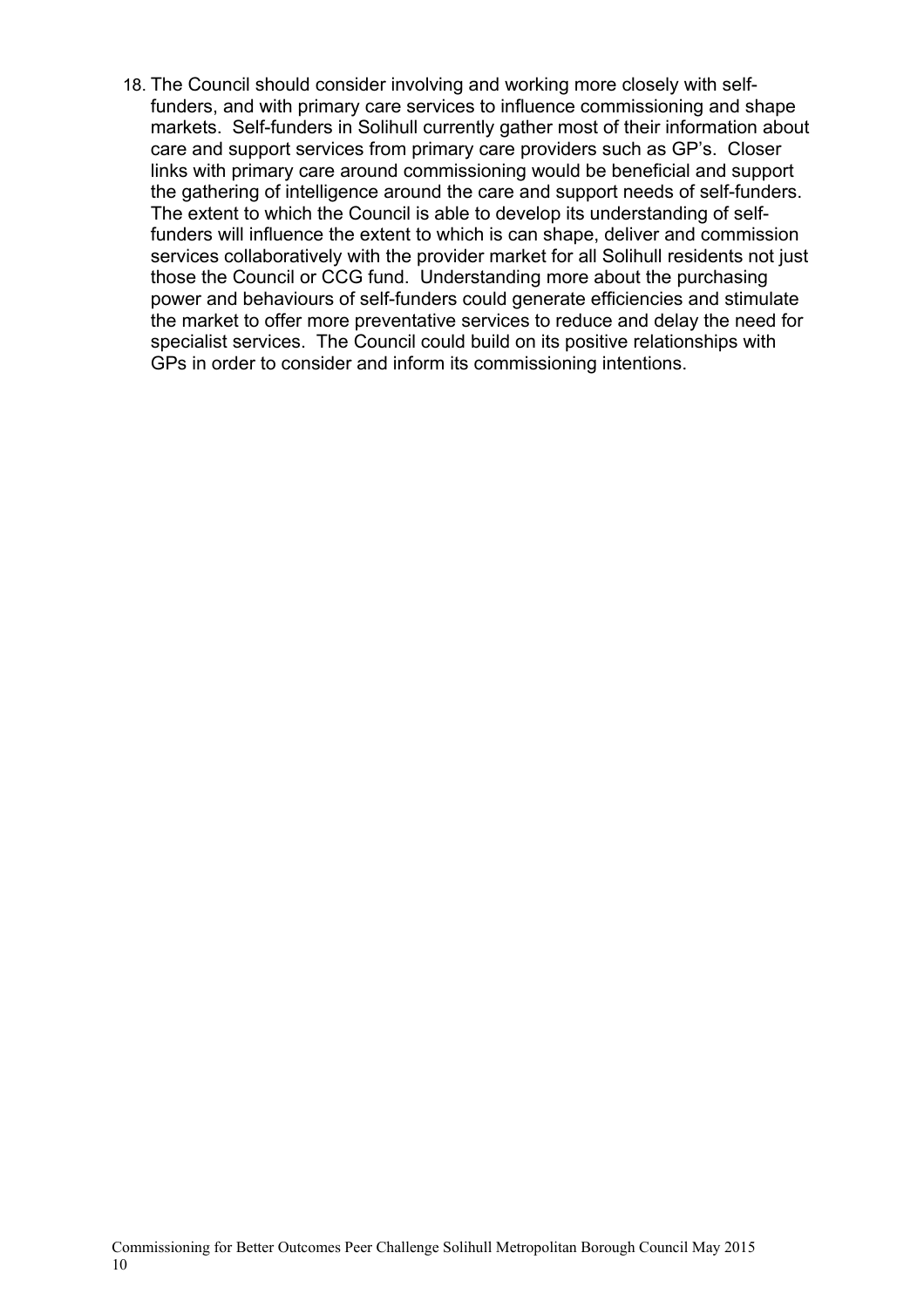18. The Council should consider involving and working more closely with self-funders, and with primary care services to influence commissioning and shape markets. Self-funders in Solihull currently gather most of their information about care and support services from primary care providers such as GP's. Closer links with primary care around commissioning would be beneficial and support the gathering of intelligence around the care and support needs of self-funders. The extent to which the Council is able to develop its understanding of self-funders will influence the extent to which is can shape, deliver and commission services collaboratively with the provider market for all Solihull residents not just those the Council or CCG fund. Understanding more about the purchasing power and behaviours of self-funders could generate efficiencies and stimulate the market to offer more preventative services to reduce and delay the need for specialist services. The Council could build on its positive relationships with GPs in order to consider and inform its commissioning intentions.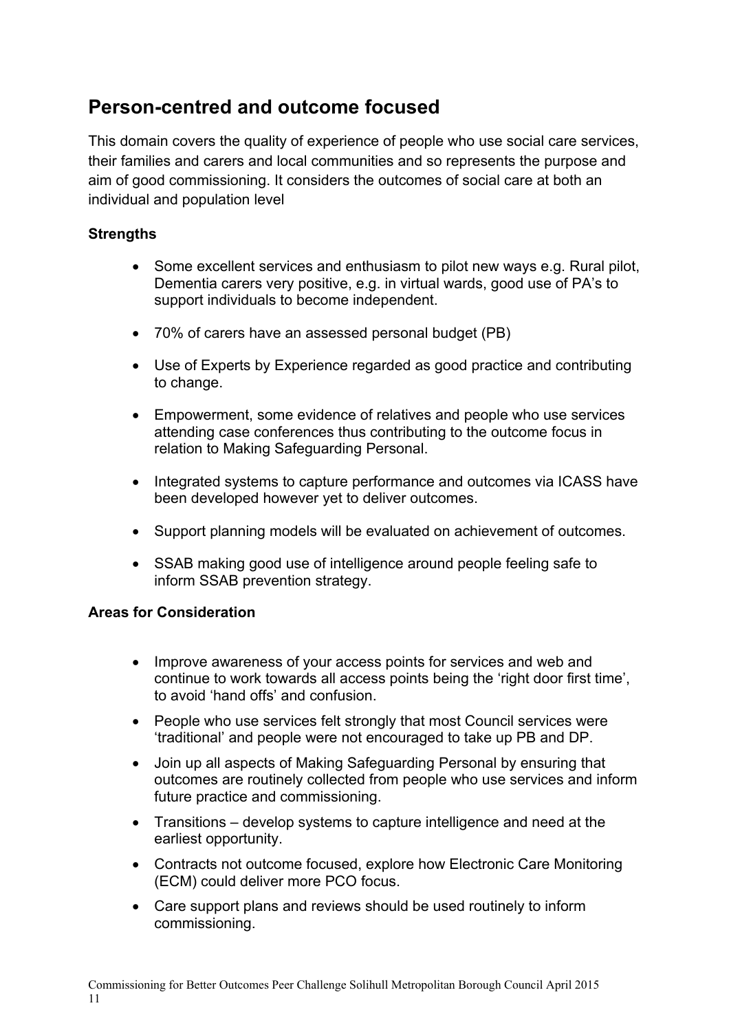## Person-centred and outcome focused

This domain covers the quality of experience of people who use social care services, their families and carers and local communities and so represents the purpose and aim of good commissioning. It considers the outcomes of social care at both an individual and population level

**Strengths**

- Some excellent services and enthusiasm to pilot new ways e.g. Rural pilot, Dementia carers very positive, e.g. in virtual wards, good use of PA's to support individuals to become independent.
- 70% of carers have an assessed personal budget (PB)
- Use of Experts by Experience regarded as good practice and contributing to change.
- Empowerment, some evidence of relatives and people who use services attending case conferences thus contributing to the outcome focus in relation to Making Safeguarding Personal.
- Integrated systems to capture performance and outcomes via ICASS have been developed however yet to deliver outcomes.
- Support planning models will be evaluated on achievement of outcomes.
- SSAB making good use of intelligence around people feeling safe to inform SSAB prevention strategy.

**Areas for Consideration**

- Improve awareness of your access points for services and web and continue to work towards all access points being the 'right door first time', to avoid 'hand offs' and confusion.
- People who use services felt strongly that most Council services were 'traditional' and people were not encouraged to take up PB and DP.
- Join up all aspects of Making Safeguarding Personal by ensuring that outcomes are routinely collected from people who use services and inform future practice and commissioning.
- Transitions – develop systems to capture intelligence and need at the earliest opportunity.
- Contracts not outcome focused, explore how Electronic Care Monitoring (ECM) could deliver more PCO focus.
- Care support plans and reviews should be used routinely to inform commissioning.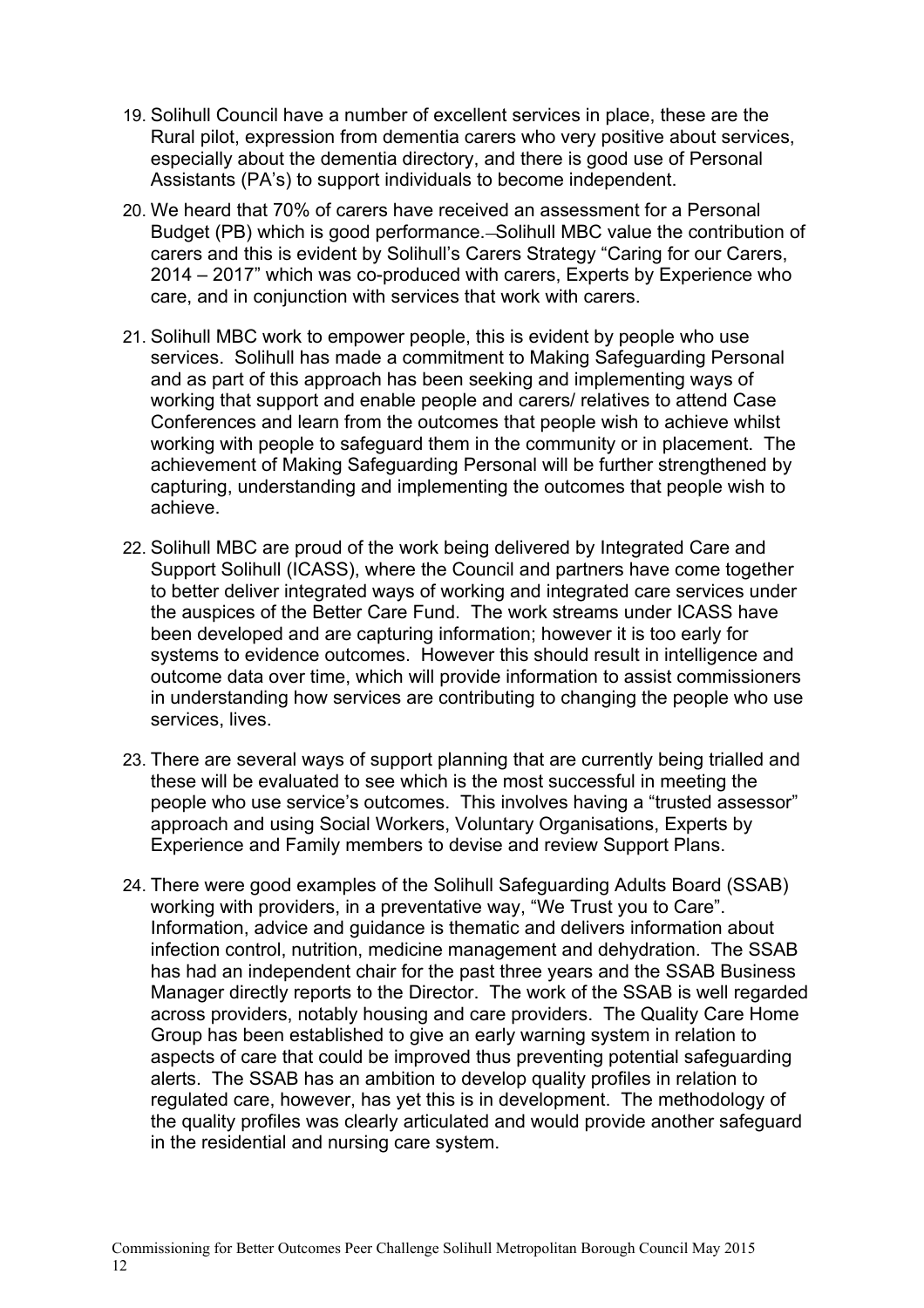19. Solihull Council have a number of excellent services in place, these are the Rural pilot, expression from dementia carers who very positive about services, especially about the dementia directory, and there is good use of Personal Assistants (PA's) to support individuals to become independent.

20. We heard that 70% of carers have received an assessment for a Personal Budget (PB) which is good performance. Solihull MBC value the contribution of carers and this is evident by Solihull's Carers Strategy "Caring for our Carers, 2014 – 2017" which was co-produced with carers, Experts by Experience who care, and in conjunction with services that work with carers.

21. Solihull MBC work to empower people, this is evident by people who use services. Solihull has made a commitment to Making Safeguarding Personal and as part of this approach has been seeking and implementing ways of working that support and enable people and carers/ relatives to attend Case Conferences and learn from the outcomes that people wish to achieve whilst working with people to safeguard them in the community or in placement. The achievement of Making Safeguarding Personal will be further strengthened by capturing, understanding and implementing the outcomes that people wish to achieve.

22. Solihull MBC are proud of the work being delivered by Integrated Care and Support Solihull (ICASS), where the Council and partners have come together to better deliver integrated ways of working and integrated care services under the auspices of the Better Care Fund. The work streams under ICASS have been developed and are capturing information; however it is too early for systems to evidence outcomes. However this should result in intelligence and outcome data over time, which will provide information to assist commissioners in understanding how services are contributing to changing the people who use services, lives.

23. There are several ways of support planning that are currently being trialled and these will be evaluated to see which is the most successful in meeting the people who use service's outcomes. This involves having a "trusted assessor" approach and using Social Workers, Voluntary Organisations, Experts by Experience and Family members to devise and review Support Plans.

24. There were good examples of the Solihull Safeguarding Adults Board (SSAB) working with providers, in a preventative way, "We Trust you to Care". Information, advice and guidance is thematic and delivers information about infection control, nutrition, medicine management and dehydration. The SSAB has had an independent chair for the past three years and the SSAB Business Manager directly reports to the Director. The work of the SSAB is well regarded across providers, notably housing and care providers. The Quality Care Home Group has been established to give an early warning system in relation to aspects of care that could be improved thus preventing potential safeguarding alerts. The SSAB has an ambition to develop quality profiles in relation to regulated care, however, has yet this is in development. The methodology of the quality profiles was clearly articulated and would provide another safeguard in the residential and nursing care system.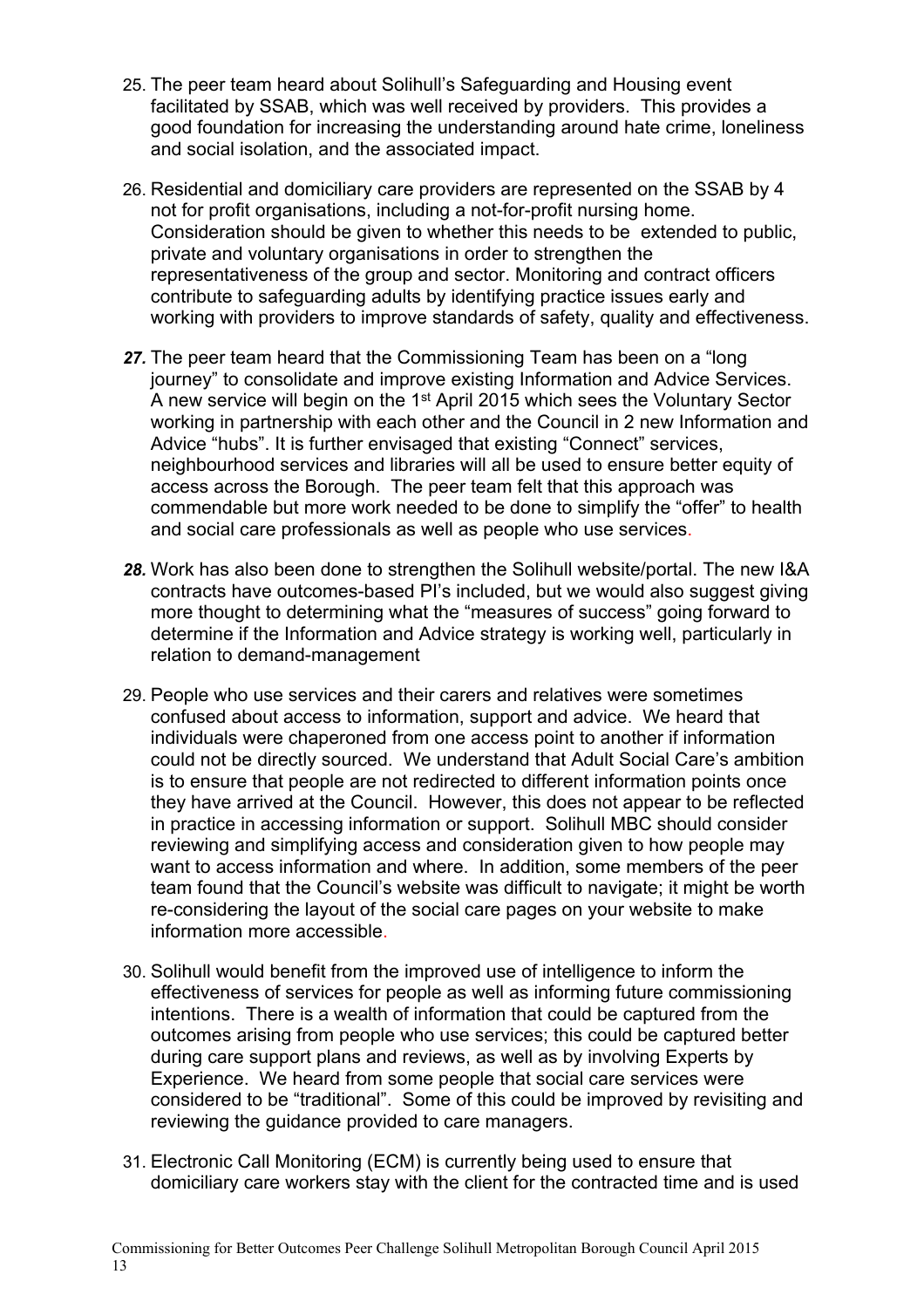25. The peer team heard about Solihull's Safeguarding and Housing event facilitated by SSAB, which was well received by providers. This provides a good foundation for increasing the understanding around hate crime, loneliness and social isolation, and the associated impact.

26. Residential and domiciliary care providers are represented on the SSAB by 4 not for profit organisations, including a not-for-profit nursing home. Consideration should be given to whether this needs to be extended to public, private and voluntary organisations in order to strengthen the representativeness of the group and sector. Monitoring and contract officers contribute to safeguarding adults by identifying practice issues early and working with providers to improve standards of safety, quality and effectiveness.

***27.*** The peer team heard that the Commissioning Team has been on a "long journey" to consolidate and improve existing Information and Advice Services. A new service will begin on the 1st April 2015 which sees the Voluntary Sector working in partnership with each other and the Council in 2 new Information and Advice "hubs". It is further envisaged that existing "Connect" services, neighbourhood services and libraries will all be used to ensure better equity of access across the Borough. The peer team felt that this approach was commendable but more work needed to be done to simplify the "offer" to health and social care professionals as well as people who use services.

***28.*** Work has also been done to strengthen the Solihull website/portal. The new I&A contracts have outcomes-based PI's included, but we would also suggest giving more thought to determining what the "measures of success" going forward to determine if the Information and Advice strategy is working well, particularly in relation to demand-management

29. People who use services and their carers and relatives were sometimes confused about access to information, support and advice. We heard that individuals were chaperoned from one access point to another if information could not be directly sourced. We understand that Adult Social Care's ambition is to ensure that people are not redirected to different information points once they have arrived at the Council. However, this does not appear to be reflected in practice in accessing information or support. Solihull MBC should consider reviewing and simplifying access and consideration given to how people may want to access information and where. In addition, some members of the peer team found that the Council's website was difficult to navigate; it might be worth re-considering the layout of the social care pages on your website to make information more accessible.

30. Solihull would benefit from the improved use of intelligence to inform the effectiveness of services for people as well as informing future commissioning intentions. There is a wealth of information that could be captured from the outcomes arising from people who use services; this could be captured better during care support plans and reviews, as well as by involving Experts by Experience. We heard from some people that social care services were considered to be "traditional". Some of this could be improved by revisiting and reviewing the guidance provided to care managers.

31. Electronic Call Monitoring (ECM) is currently being used to ensure that domiciliary care workers stay with the client for the contracted time and is used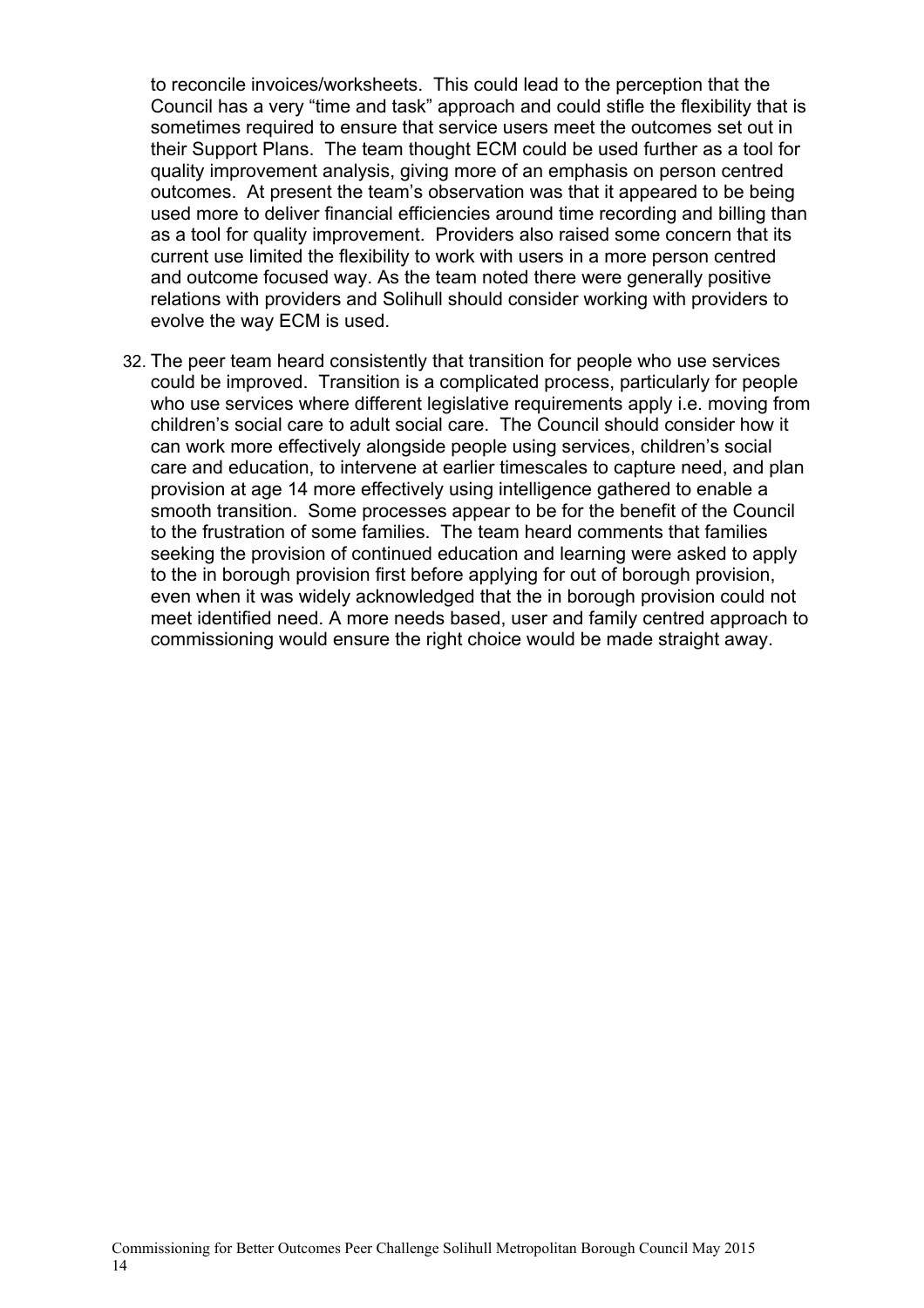to reconcile invoices/worksheets. This could lead to the perception that the Council has a very "time and task" approach and could stifle the flexibility that is sometimes required to ensure that service users meet the outcomes set out in their Support Plans. The team thought ECM could be used further as a tool for quality improvement analysis, giving more of an emphasis on person centred outcomes. At present the team's observation was that it appeared to be being used more to deliver financial efficiencies around time recording and billing than as a tool for quality improvement. Providers also raised some concern that its current use limited the flexibility to work with users in a more person centred and outcome focused way. As the team noted there were generally positive relations with providers and Solihull should consider working with providers to evolve the way ECM is used.

32. The peer team heard consistently that transition for people who use services could be improved. Transition is a complicated process, particularly for people who use services where different legislative requirements apply i.e. moving from children's social care to adult social care. The Council should consider how it can work more effectively alongside people using services, children's social care and education, to intervene at earlier timescales to capture need, and plan provision at age 14 more effectively using intelligence gathered to enable a smooth transition. Some processes appear to be for the benefit of the Council to the frustration of some families. The team heard comments that families seeking the provision of continued education and learning were asked to apply to the in borough provision first before applying for out of borough provision, even when it was widely acknowledged that the in borough provision could not meet identified need. A more needs based, user and family centred approach to commissioning would ensure the right choice would be made straight away.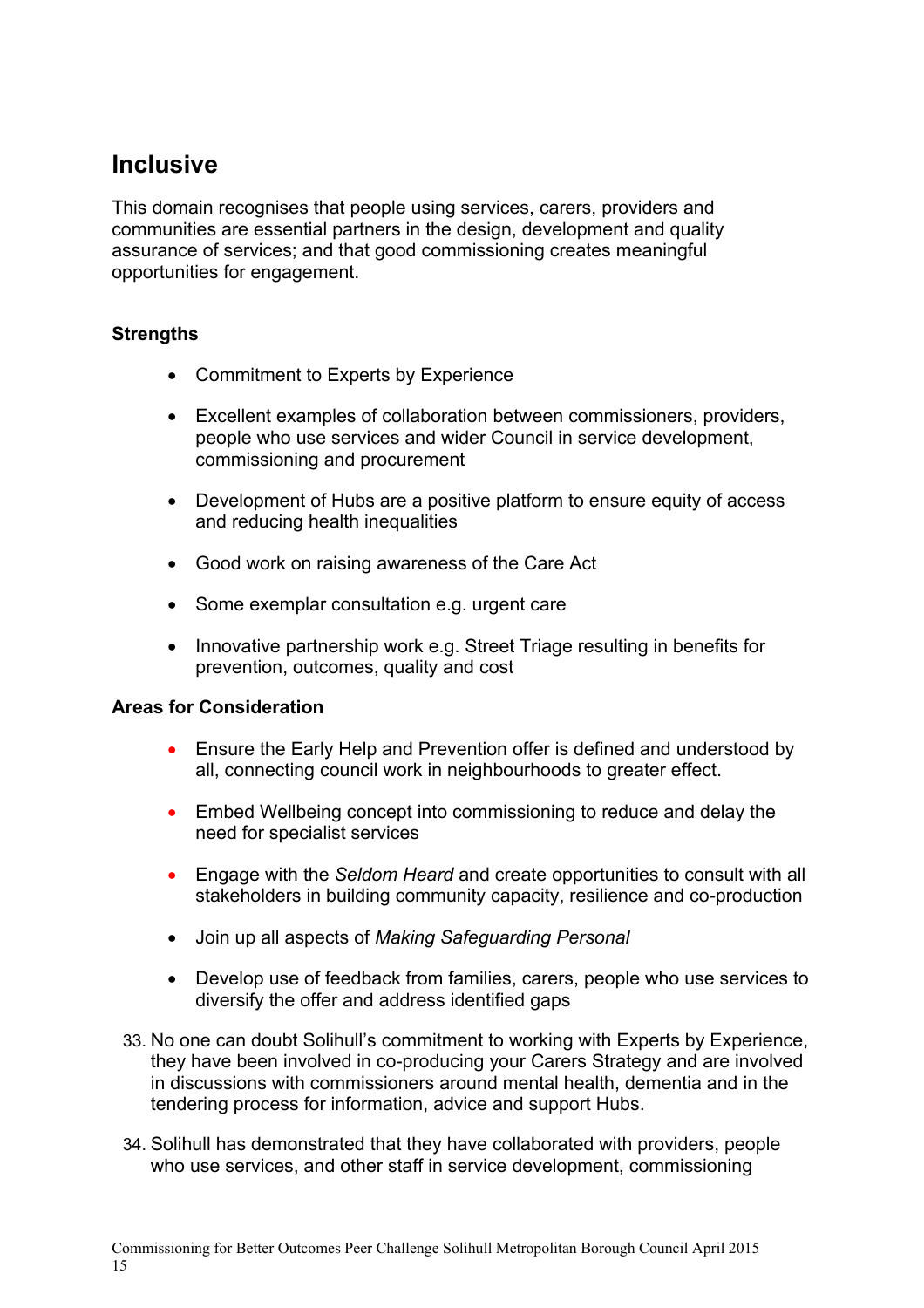## Inclusive

This domain recognises that people using services, carers, providers and communities are essential partners in the design, development and quality assurance of services; and that good commissioning creates meaningful opportunities for engagement.

**Strengths**

- Commitment to Experts by Experience
- Excellent examples of collaboration between commissioners, providers, people who use services and wider Council in service development, commissioning and procurement
- Development of Hubs are a positive platform to ensure equity of access and reducing health inequalities
- Good work on raising awareness of the Care Act
- Some exemplar consultation e.g. urgent care
- Innovative partnership work e.g. Street Triage resulting in benefits for prevention, outcomes, quality and cost

**Areas for Consideration**

- Ensure the Early Help and Prevention offer is defined and understood by all, connecting council work in neighbourhoods to greater effect.
- Embed Wellbeing concept into commissioning to reduce and delay the need for specialist services
- Engage with the *Seldom Heard* and create opportunities to consult with all stakeholders in building community capacity, resilience and co-production
- Join up all aspects of *Making Safeguarding Personal*
- Develop use of feedback from families, carers, people who use services to diversify the offer and address identified gaps

33. No one can doubt Solihull's commitment to working with Experts by Experience, they have been involved in co-producing your Carers Strategy and are involved in discussions with commissioners around mental health, dementia and in the tendering process for information, advice and support Hubs.

34. Solihull has demonstrated that they have collaborated with providers, people who use services, and other staff in service development, commissioning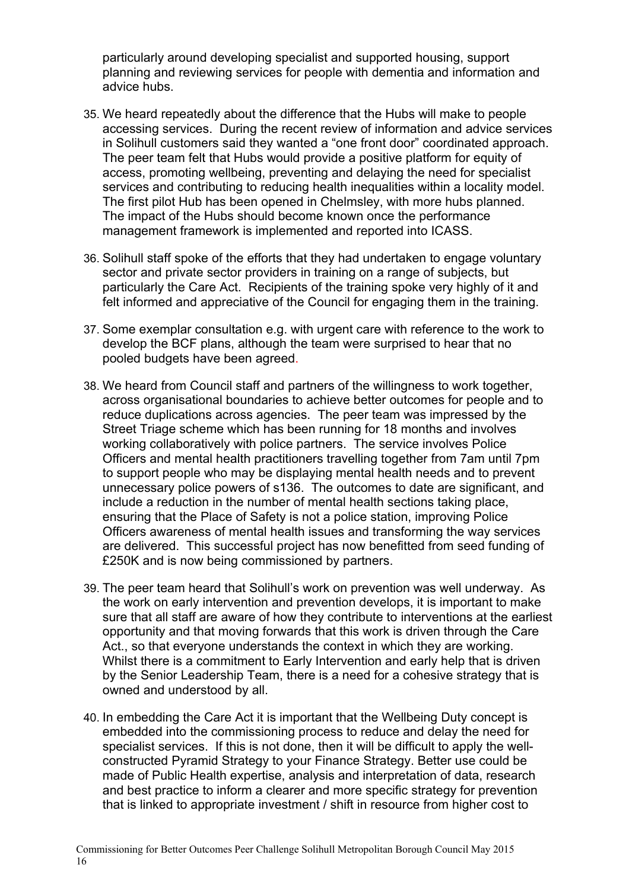particularly around developing specialist and supported housing, support planning and reviewing services for people with dementia and information and advice hubs.

35. We heard repeatedly about the difference that the Hubs will make to people accessing services. During the recent review of information and advice services in Solihull customers said they wanted a "one front door" coordinated approach. The peer team felt that Hubs would provide a positive platform for equity of access, promoting wellbeing, preventing and delaying the need for specialist services and contributing to reducing health inequalities within a locality model. The first pilot Hub has been opened in Chelmsley, with more hubs planned. The impact of the Hubs should become known once the performance management framework is implemented and reported into ICASS.

36. Solihull staff spoke of the efforts that they had undertaken to engage voluntary sector and private sector providers in training on a range of subjects, but particularly the Care Act. Recipients of the training spoke very highly of it and felt informed and appreciative of the Council for engaging them in the training.

37. Some exemplar consultation e.g. with urgent care with reference to the work to develop the BCF plans, although the team were surprised to hear that no pooled budgets have been agreed.

38. We heard from Council staff and partners of the willingness to work together, across organisational boundaries to achieve better outcomes for people and to reduce duplications across agencies. The peer team was impressed by the Street Triage scheme which has been running for 18 months and involves working collaboratively with police partners. The service involves Police Officers and mental health practitioners travelling together from 7am until 7pm to support people who may be displaying mental health needs and to prevent unnecessary police powers of s136. The outcomes to date are significant, and include a reduction in the number of mental health sections taking place, ensuring that the Place of Safety is not a police station, improving Police Officers awareness of mental health issues and transforming the way services are delivered. This successful project has now benefitted from seed funding of £250K and is now being commissioned by partners.

39. The peer team heard that Solihull's work on prevention was well underway. As the work on early intervention and prevention develops, it is important to make sure that all staff are aware of how they contribute to interventions at the earliest opportunity and that moving forwards that this work is driven through the Care Act., so that everyone understands the context in which they are working. Whilst there is a commitment to Early Intervention and early help that is driven by the Senior Leadership Team, there is a need for a cohesive strategy that is owned and understood by all.

40. In embedding the Care Act it is important that the Wellbeing Duty concept is embedded into the commissioning process to reduce and delay the need for specialist services. If this is not done, then it will be difficult to apply the well-constructed Pyramid Strategy to your Finance Strategy. Better use could be made of Public Health expertise, analysis and interpretation of data, research and best practice to inform a clearer and more specific strategy for prevention that is linked to appropriate investment / shift in resource from higher cost to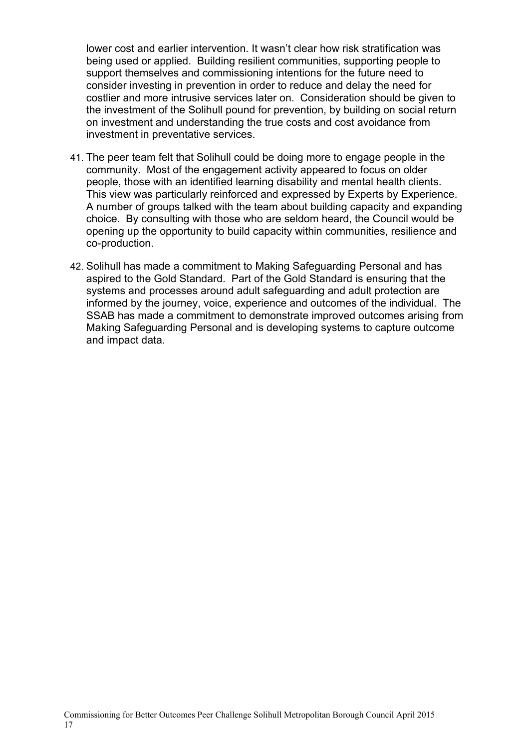lower cost and earlier intervention. It wasn't clear how risk stratification was being used or applied. Building resilient communities, supporting people to support themselves and commissioning intentions for the future need to consider investing in prevention in order to reduce and delay the need for costlier and more intrusive services later on. Consideration should be given to the investment of the Solihull pound for prevention, by building on social return on investment and understanding the true costs and cost avoidance from investment in preventative services.

41. The peer team felt that Solihull could be doing more to engage people in the community. Most of the engagement activity appeared to focus on older people, those with an identified learning disability and mental health clients. This view was particularly reinforced and expressed by Experts by Experience. A number of groups talked with the team about building capacity and expanding choice. By consulting with those who are seldom heard, the Council would be opening up the opportunity to build capacity within communities, resilience and co-production.

42. Solihull has made a commitment to Making Safeguarding Personal and has aspired to the Gold Standard. Part of the Gold Standard is ensuring that the systems and processes around adult safeguarding and adult protection are informed by the journey, voice, experience and outcomes of the individual. The SSAB has made a commitment to demonstrate improved outcomes arising from Making Safeguarding Personal and is developing systems to capture outcome and impact data.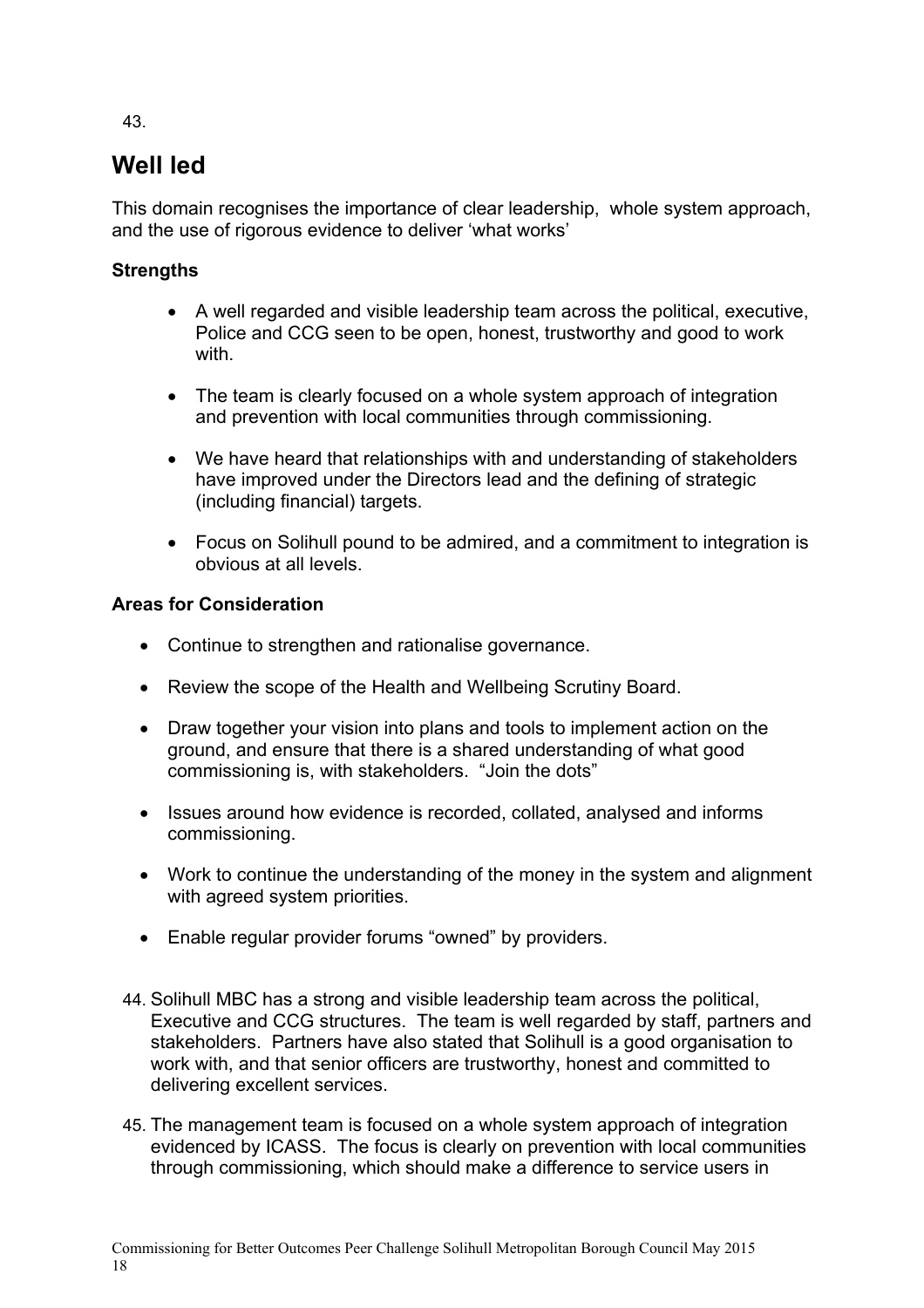43.

## Well led

This domain recognises the importance of clear leadership, whole system approach, and the use of rigorous evidence to deliver 'what works'

**Strengths**

- A well regarded and visible leadership team across the political, executive, Police and CCG seen to be open, honest, trustworthy and good to work with.
- The team is clearly focused on a whole system approach of integration and prevention with local communities through commissioning.
- We have heard that relationships with and understanding of stakeholders have improved under the Directors lead and the defining of strategic (including financial) targets.
- Focus on Solihull pound to be admired, and a commitment to integration is obvious at all levels.

**Areas for Consideration**

- Continue to strengthen and rationalise governance.
- Review the scope of the Health and Wellbeing Scrutiny Board.
- Draw together your vision into plans and tools to implement action on the ground, and ensure that there is a shared understanding of what good commissioning is, with stakeholders. "Join the dots"
- Issues around how evidence is recorded, collated, analysed and informs commissioning.
- Work to continue the understanding of the money in the system and alignment with agreed system priorities.
- Enable regular provider forums "owned" by providers.

44. Solihull MBC has a strong and visible leadership team across the political, Executive and CCG structures. The team is well regarded by staff, partners and stakeholders. Partners have also stated that Solihull is a good organisation to work with, and that senior officers are trustworthy, honest and committed to delivering excellent services.

45. The management team is focused on a whole system approach of integration evidenced by ICASS. The focus is clearly on prevention with local communities through commissioning, which should make a difference to service users in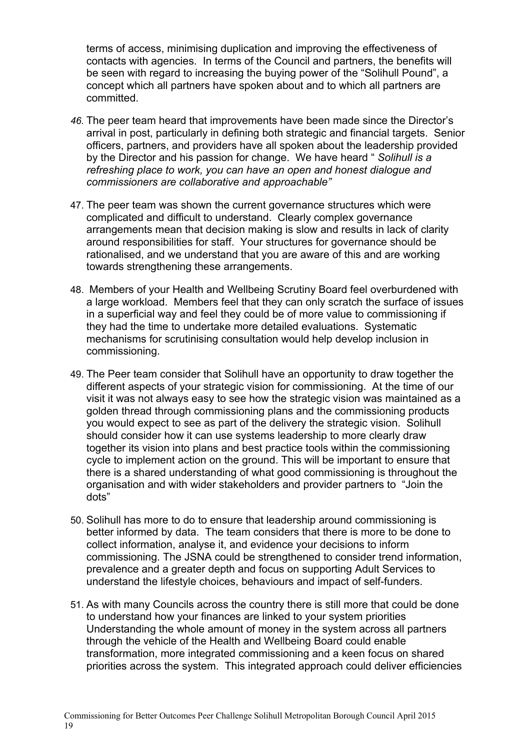terms of access, minimising duplication and improving the effectiveness of contacts with agencies. In terms of the Council and partners, the benefits will be seen with regard to increasing the buying power of the "Solihull Pound", a concept which all partners have spoken about and to which all partners are committed.

46. The peer team heard that improvements have been made since the Director's arrival in post, particularly in defining both strategic and financial targets. Senior officers, partners, and providers have all spoken about the leadership provided by the Director and his passion for change. We have heard " *Solihull is a refreshing place to work, you can have an open and honest dialogue and commissioners are collaborative and approachable"*

47. The peer team was shown the current governance structures which were complicated and difficult to understand. Clearly complex governance arrangements mean that decision making is slow and results in lack of clarity around responsibilities for staff. Your structures for governance should be rationalised, and we understand that you are aware of this and are working towards strengthening these arrangements.

48. Members of your Health and Wellbeing Scrutiny Board feel overburdened with a large workload. Members feel that they can only scratch the surface of issues in a superficial way and feel they could be of more value to commissioning if they had the time to undertake more detailed evaluations. Systematic mechanisms for scrutinising consultation would help develop inclusion in commissioning.

49. The Peer team consider that Solihull have an opportunity to draw together the different aspects of your strategic vision for commissioning. At the time of our visit it was not always easy to see how the strategic vision was maintained as a golden thread through commissioning plans and the commissioning products you would expect to see as part of the delivery the strategic vision. Solihull should consider how it can use systems leadership to more clearly draw together its vision into plans and best practice tools within the commissioning cycle to implement action on the ground. This will be important to ensure that there is a shared understanding of what good commissioning is throughout the organisation and with wider stakeholders and provider partners to "Join the dots"

50. Solihull has more to do to ensure that leadership around commissioning is better informed by data. The team considers that there is more to be done to collect information, analyse it, and evidence your decisions to inform commissioning. The JSNA could be strengthened to consider trend information, prevalence and a greater depth and focus on supporting Adult Services to understand the lifestyle choices, behaviours and impact of self-funders.

51. As with many Councils across the country there is still more that could be done to understand how your finances are linked to your system priorities Understanding the whole amount of money in the system across all partners through the vehicle of the Health and Wellbeing Board could enable transformation, more integrated commissioning and a keen focus on shared priorities across the system. This integrated approach could deliver efficiencies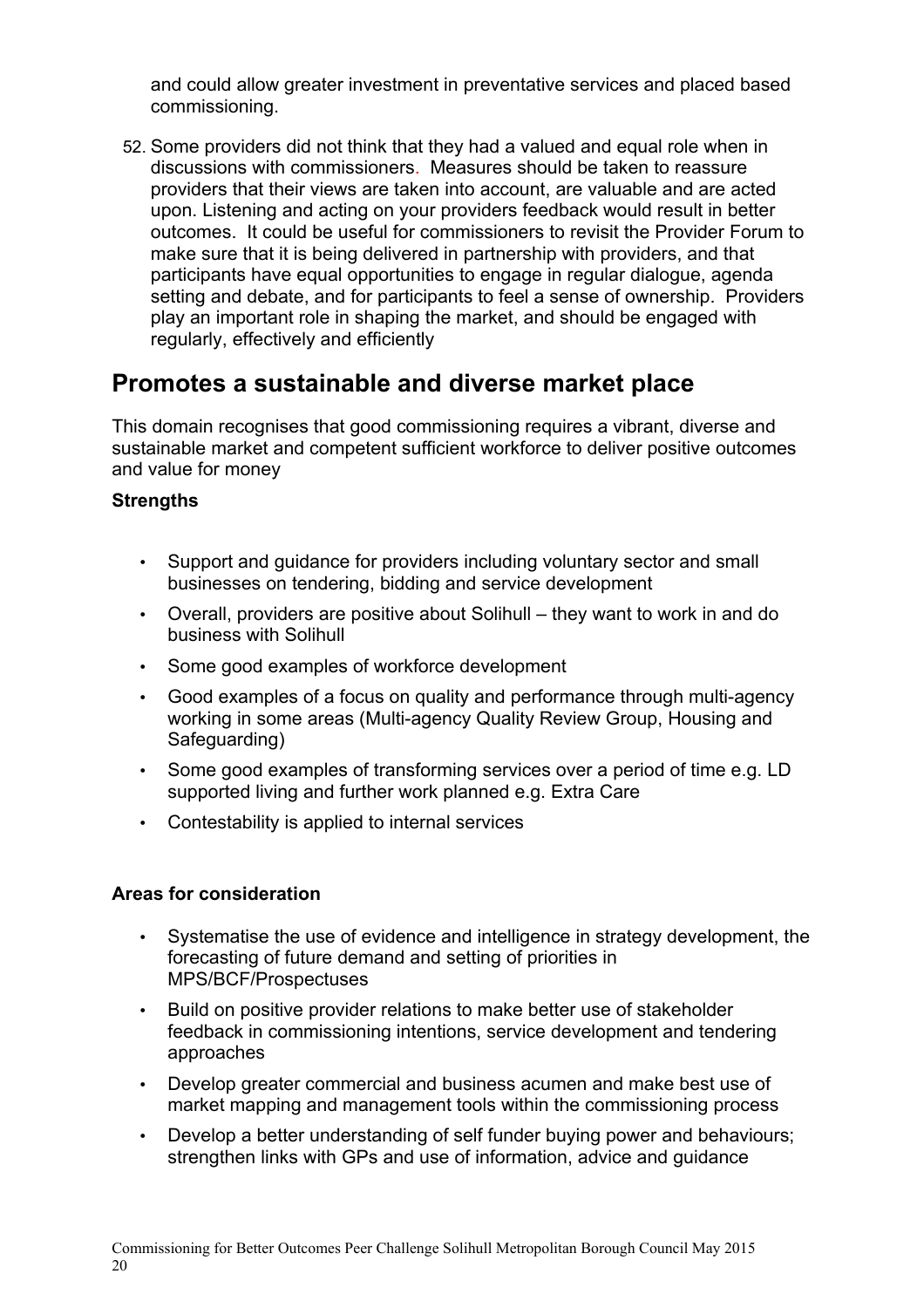and could allow greater investment in preventative services and placed based commissioning.

52. Some providers did not think that they had a valued and equal role when in discussions with commissioners. Measures should be taken to reassure providers that their views are taken into account, are valuable and are acted upon. Listening and acting on your providers feedback would result in better outcomes. It could be useful for commissioners to revisit the Provider Forum to make sure that it is being delivered in partnership with providers, and that participants have equal opportunities to engage in regular dialogue, agenda setting and debate, and for participants to feel a sense of ownership. Providers play an important role in shaping the market, and should be engaged with regularly, effectively and efficiently

## Promotes a sustainable and diverse market place

This domain recognises that good commissioning requires a vibrant, diverse and sustainable market and competent sufficient workforce to deliver positive outcomes and value for money

**Strengths**

- Support and guidance for providers including voluntary sector and small businesses on tendering, bidding and service development
- Overall, providers are positive about Solihull – they want to work in and do business with Solihull
- Some good examples of workforce development
- Good examples of a focus on quality and performance through multi-agency working in some areas (Multi-agency Quality Review Group, Housing and Safeguarding)
- Some good examples of transforming services over a period of time e.g. LD supported living and further work planned e.g. Extra Care
- Contestability is applied to internal services

**Areas for consideration**

- Systematise the use of evidence and intelligence in strategy development, the forecasting of future demand and setting of priorities in MPS/BCF/Prospectuses
- Build on positive provider relations to make better use of stakeholder feedback in commissioning intentions, service development and tendering approaches
- Develop greater commercial and business acumen and make best use of market mapping and management tools within the commissioning process
- Develop a better understanding of self funder buying power and behaviours; strengthen links with GPs and use of information, advice and guidance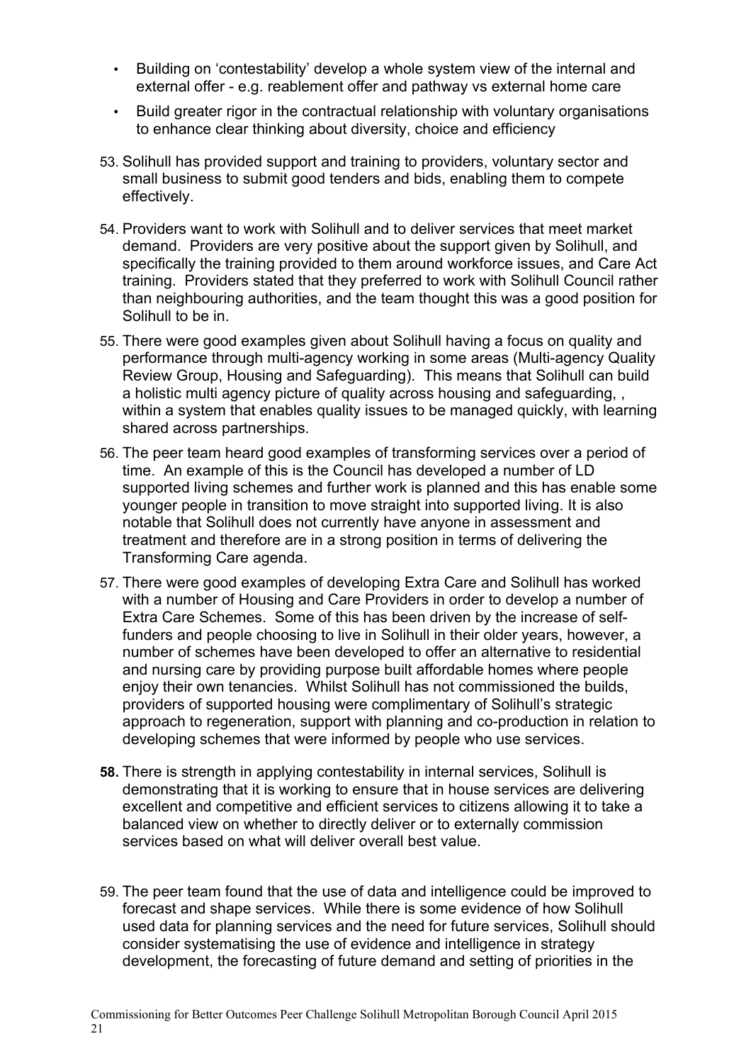- Building on 'contestability' develop a whole system view of the internal and external offer - e.g. reablement offer and pathway vs external home care
- Build greater rigor in the contractual relationship with voluntary organisations to enhance clear thinking about diversity, choice and efficiency

53. Solihull has provided support and training to providers, voluntary sector and small business to submit good tenders and bids, enabling them to compete effectively.

54. Providers want to work with Solihull and to deliver services that meet market demand. Providers are very positive about the support given by Solihull, and specifically the training provided to them around workforce issues, and Care Act training. Providers stated that they preferred to work with Solihull Council rather than neighbouring authorities, and the team thought this was a good position for Solihull to be in.

55. There were good examples given about Solihull having a focus on quality and performance through multi-agency working in some areas (Multi-agency Quality Review Group, Housing and Safeguarding). This means that Solihull can build a holistic multi agency picture of quality across housing and safeguarding, , within a system that enables quality issues to be managed quickly, with learning shared across partnerships.

56. The peer team heard good examples of transforming services over a period of time. An example of this is the Council has developed a number of LD supported living schemes and further work is planned and this has enable some younger people in transition to move straight into supported living. It is also notable that Solihull does not currently have anyone in assessment and treatment and therefore are in a strong position in terms of delivering the Transforming Care agenda.

57. There were good examples of developing Extra Care and Solihull has worked with a number of Housing and Care Providers in order to develop a number of Extra Care Schemes. Some of this has been driven by the increase of self-funders and people choosing to live in Solihull in their older years, however, a number of schemes have been developed to offer an alternative to residential and nursing care by providing purpose built affordable homes where people enjoy their own tenancies. Whilst Solihull has not commissioned the builds, providers of supported housing were complimentary of Solihull's strategic approach to regeneration, support with planning and co-production in relation to developing schemes that were informed by people who use services.

**58.** There is strength in applying contestability in internal services, Solihull is demonstrating that it is working to ensure that in house services are delivering excellent and competitive and efficient services to citizens allowing it to take a balanced view on whether to directly deliver or to externally commission services based on what will deliver overall best value.

59. The peer team found that the use of data and intelligence could be improved to forecast and shape services. While there is some evidence of how Solihull used data for planning services and the need for future services, Solihull should consider systematising the use of evidence and intelligence in strategy development, the forecasting of future demand and setting of priorities in the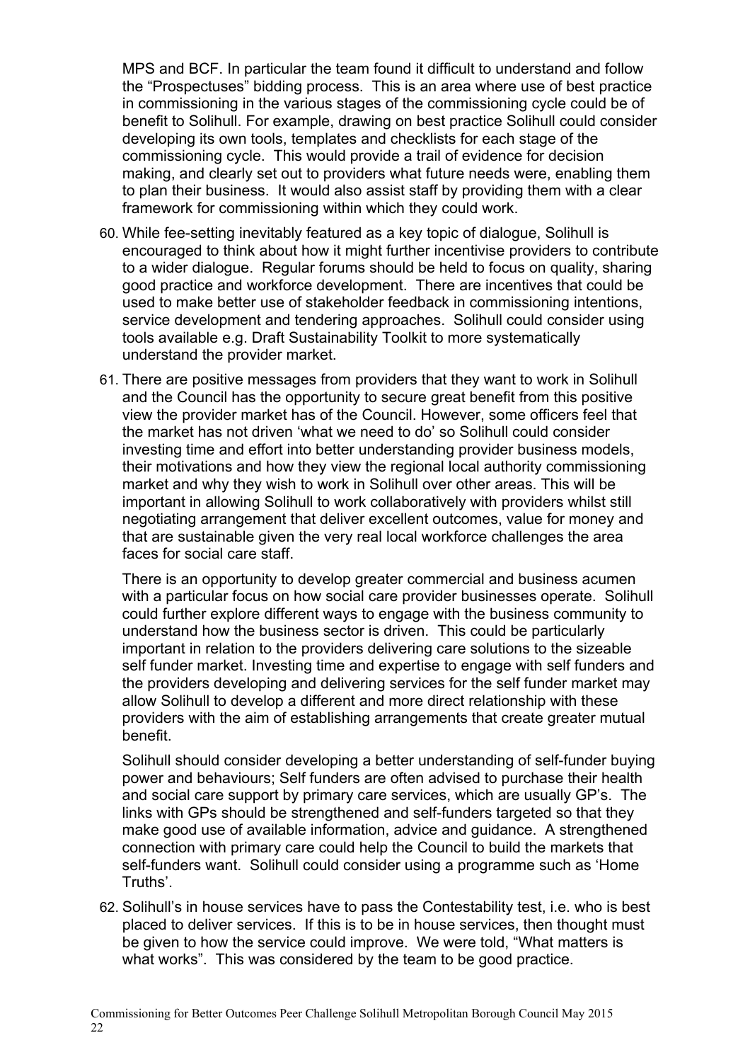MPS and BCF. In particular the team found it difficult to understand and follow the "Prospectuses" bidding process. This is an area where use of best practice in commissioning in the various stages of the commissioning cycle could be of benefit to Solihull. For example, drawing on best practice Solihull could consider developing its own tools, templates and checklists for each stage of the commissioning cycle. This would provide a trail of evidence for decision making, and clearly set out to providers what future needs were, enabling them to plan their business. It would also assist staff by providing them with a clear framework for commissioning within which they could work.

60. While fee-setting inevitably featured as a key topic of dialogue, Solihull is encouraged to think about how it might further incentivise providers to contribute to a wider dialogue. Regular forums should be held to focus on quality, sharing good practice and workforce development. There are incentives that could be used to make better use of stakeholder feedback in commissioning intentions, service development and tendering approaches. Solihull could consider using tools available e.g. Draft Sustainability Toolkit to more systematically understand the provider market.

61. There are positive messages from providers that they want to work in Solihull and the Council has the opportunity to secure great benefit from this positive view the provider market has of the Council. However, some officers feel that the market has not driven 'what we need to do' so Solihull could consider investing time and effort into better understanding provider business models, their motivations and how they view the regional local authority commissioning market and why they wish to work in Solihull over other areas. This will be important in allowing Solihull to work collaboratively with providers whilst still negotiating arrangement that deliver excellent outcomes, value for money and that are sustainable given the very real local workforce challenges the area faces for social care staff.

    There is an opportunity to develop greater commercial and business acumen with a particular focus on how social care provider businesses operate. Solihull could further explore different ways to engage with the business community to understand how the business sector is driven. This could be particularly important in relation to the providers delivering care solutions to the sizeable self funder market. Investing time and expertise to engage with self funders and the providers developing and delivering services for the self funder market may allow Solihull to develop a different and more direct relationship with these providers with the aim of establishing arrangements that create greater mutual benefit.

    Solihull should consider developing a better understanding of self-funder buying power and behaviours; Self funders are often advised to purchase their health and social care support by primary care services, which are usually GP's. The links with GPs should be strengthened and self-funders targeted so that they make good use of available information, advice and guidance. A strengthened connection with primary care could help the Council to build the markets that self-funders want. Solihull could consider using a programme such as 'Home Truths'.

62. Solihull's in house services have to pass the Contestability test, i.e. who is best placed to deliver services. If this is to be in house services, then thought must be given to how the service could improve. We were told, "What matters is what works". This was considered by the team to be good practice.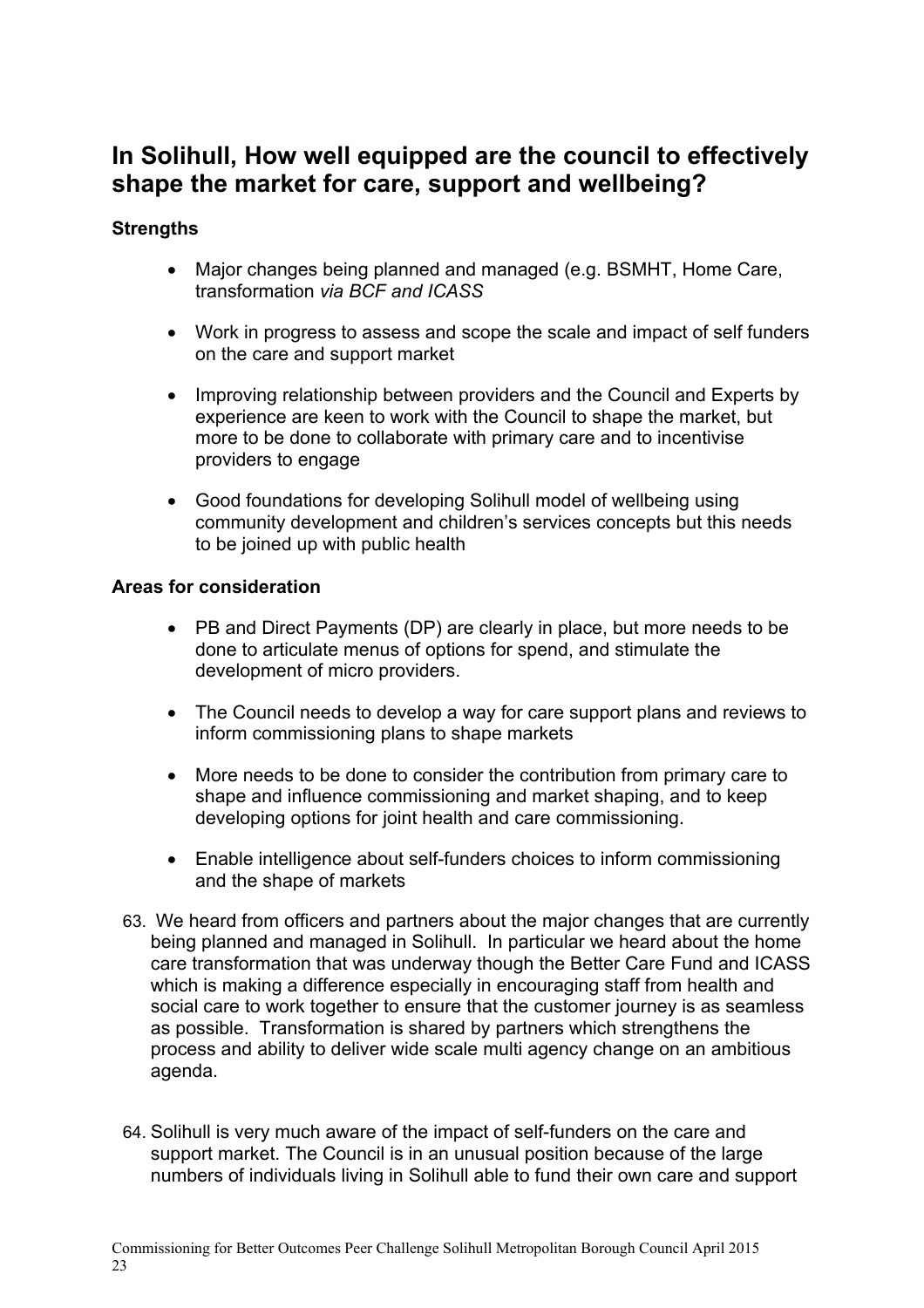## In Solihull, How well equipped are the council to effectively shape the market for care, support and wellbeing?

**Strengths**

- Major changes being planned and managed (e.g. BSMHT, Home Care, transformation *via BCF and ICASS*
- Work in progress to assess and scope the scale and impact of self funders on the care and support market
- Improving relationship between providers and the Council and Experts by experience are keen to work with the Council to shape the market, but more to be done to collaborate with primary care and to incentivise providers to engage
- Good foundations for developing Solihull model of wellbeing using community development and children's services concepts but this needs to be joined up with public health

**Areas for consideration**

- PB and Direct Payments (DP) are clearly in place, but more needs to be done to articulate menus of options for spend, and stimulate the development of micro providers.
- The Council needs to develop a way for care support plans and reviews to inform commissioning plans to shape markets
- More needs to be done to consider the contribution from primary care to shape and influence commissioning and market shaping, and to keep developing options for joint health and care commissioning.
- Enable intelligence about self-funders choices to inform commissioning and the shape of markets

63. We heard from officers and partners about the major changes that are currently being planned and managed in Solihull. In particular we heard about the home care transformation that was underway though the Better Care Fund and ICASS which is making a difference especially in encouraging staff from health and social care to work together to ensure that the customer journey is as seamless as possible. Transformation is shared by partners which strengthens the process and ability to deliver wide scale multi agency change on an ambitious agenda.

64. Solihull is very much aware of the impact of self-funders on the care and support market. The Council is in an unusual position because of the large numbers of individuals living in Solihull able to fund their own care and support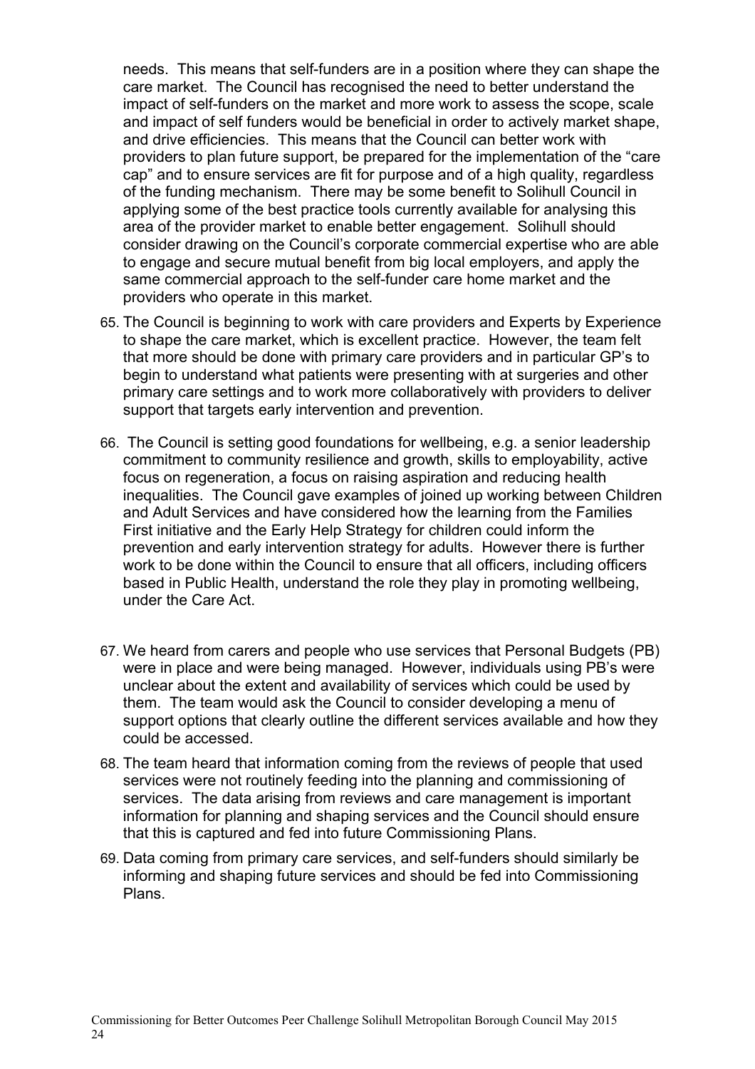needs. This means that self-funders are in a position where they can shape the care market. The Council has recognised the need to better understand the impact of self-funders on the market and more work to assess the scope, scale and impact of self funders would be beneficial in order to actively market shape, and drive efficiencies. This means that the Council can better work with providers to plan future support, be prepared for the implementation of the "care cap" and to ensure services are fit for purpose and of a high quality, regardless of the funding mechanism. There may be some benefit to Solihull Council in applying some of the best practice tools currently available for analysing this area of the provider market to enable better engagement. Solihull should consider drawing on the Council's corporate commercial expertise who are able to engage and secure mutual benefit from big local employers, and apply the same commercial approach to the self-funder care home market and the providers who operate in this market.

65. The Council is beginning to work with care providers and Experts by Experience to shape the care market, which is excellent practice. However, the team felt that more should be done with primary care providers and in particular GP's to begin to understand what patients were presenting with at surgeries and other primary care settings and to work more collaboratively with providers to deliver support that targets early intervention and prevention.

66. The Council is setting good foundations for wellbeing, e.g. a senior leadership commitment to community resilience and growth, skills to employability, active focus on regeneration, a focus on raising aspiration and reducing health inequalities. The Council gave examples of joined up working between Children and Adult Services and have considered how the learning from the Families First initiative and the Early Help Strategy for children could inform the prevention and early intervention strategy for adults. However there is further work to be done within the Council to ensure that all officers, including officers based in Public Health, understand the role they play in promoting wellbeing, under the Care Act.

67. We heard from carers and people who use services that Personal Budgets (PB) were in place and were being managed. However, individuals using PB's were unclear about the extent and availability of services which could be used by them. The team would ask the Council to consider developing a menu of support options that clearly outline the different services available and how they could be accessed.

68. The team heard that information coming from the reviews of people that used services were not routinely feeding into the planning and commissioning of services. The data arising from reviews and care management is important information for planning and shaping services and the Council should ensure that this is captured and fed into future Commissioning Plans.

69. Data coming from primary care services, and self-funders should similarly be informing and shaping future services and should be fed into Commissioning Plans.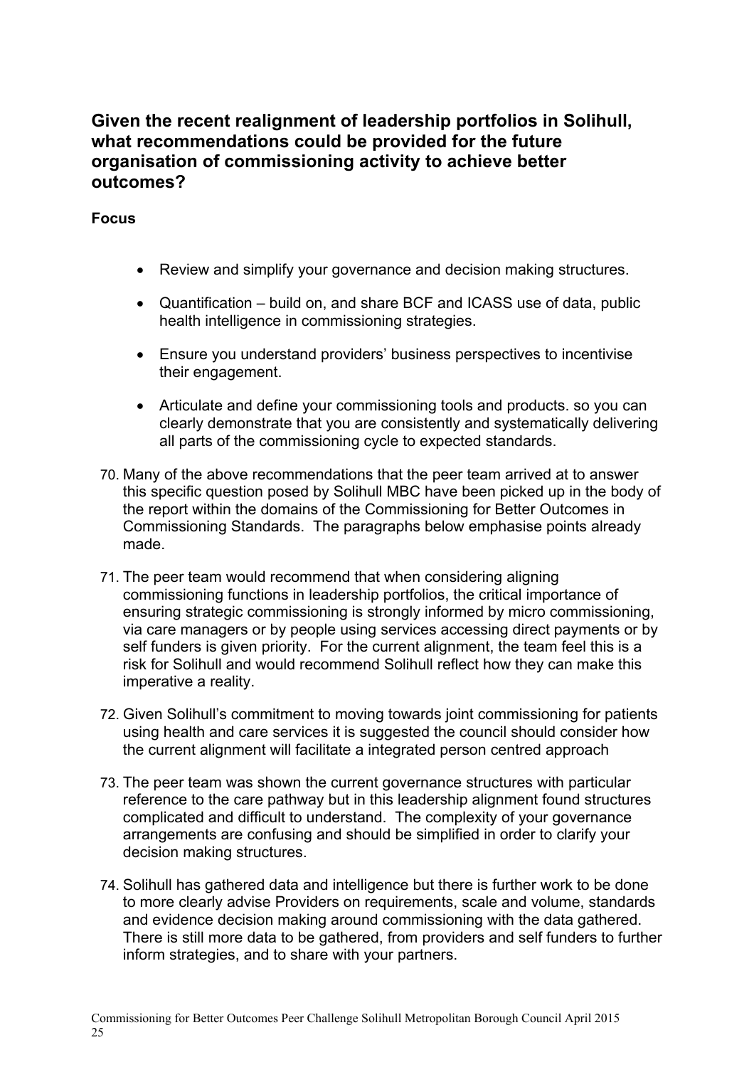## Given the recent realignment of leadership portfolios in Solihull, what recommendations could be provided for the future organisation of commissioning activity to achieve better outcomes?

**Focus**

- Review and simplify your governance and decision making structures.
- Quantification – build on, and share BCF and ICASS use of data, public health intelligence in commissioning strategies.
- Ensure you understand providers' business perspectives to incentivise their engagement.
- Articulate and define your commissioning tools and products. so you can clearly demonstrate that you are consistently and systematically delivering all parts of the commissioning cycle to expected standards.

70. Many of the above recommendations that the peer team arrived at to answer this specific question posed by Solihull MBC have been picked up in the body of the report within the domains of the Commissioning for Better Outcomes in Commissioning Standards. The paragraphs below emphasise points already made.

71. The peer team would recommend that when considering aligning commissioning functions in leadership portfolios, the critical importance of ensuring strategic commissioning is strongly informed by micro commissioning, via care managers or by people using services accessing direct payments or by self funders is given priority. For the current alignment, the team feel this is a risk for Solihull and would recommend Solihull reflect how they can make this imperative a reality.

72. Given Solihull's commitment to moving towards joint commissioning for patients using health and care services it is suggested the council should consider how the current alignment will facilitate a integrated person centred approach

73. The peer team was shown the current governance structures with particular reference to the care pathway but in this leadership alignment found structures complicated and difficult to understand. The complexity of your governance arrangements are confusing and should be simplified in order to clarify your decision making structures.

74. Solihull has gathered data and intelligence but there is further work to be done to more clearly advise Providers on requirements, scale and volume, standards and evidence decision making around commissioning with the data gathered. There is still more data to be gathered, from providers and self funders to further inform strategies, and to share with your partners.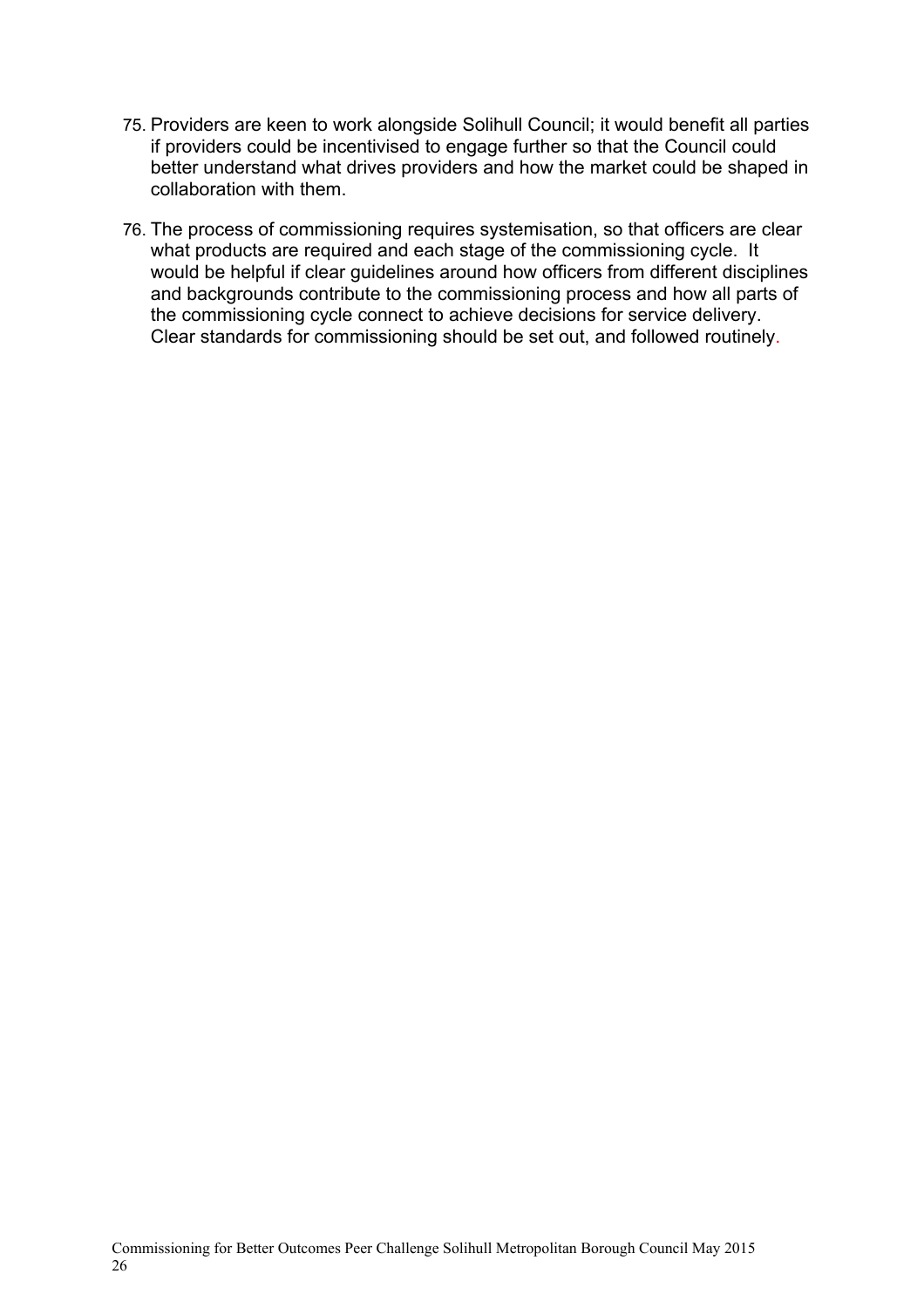75. Providers are keen to work alongside Solihull Council; it would benefit all parties if providers could be incentivised to engage further so that the Council could better understand what drives providers and how the market could be shaped in collaboration with them.

76. The process of commissioning requires systemisation, so that officers are clear what products are required and each stage of the commissioning cycle. It would be helpful if clear guidelines around how officers from different disciplines and backgrounds contribute to the commissioning process and how all parts of the commissioning cycle connect to achieve decisions for service delivery. Clear standards for commissioning should be set out, and followed routinely.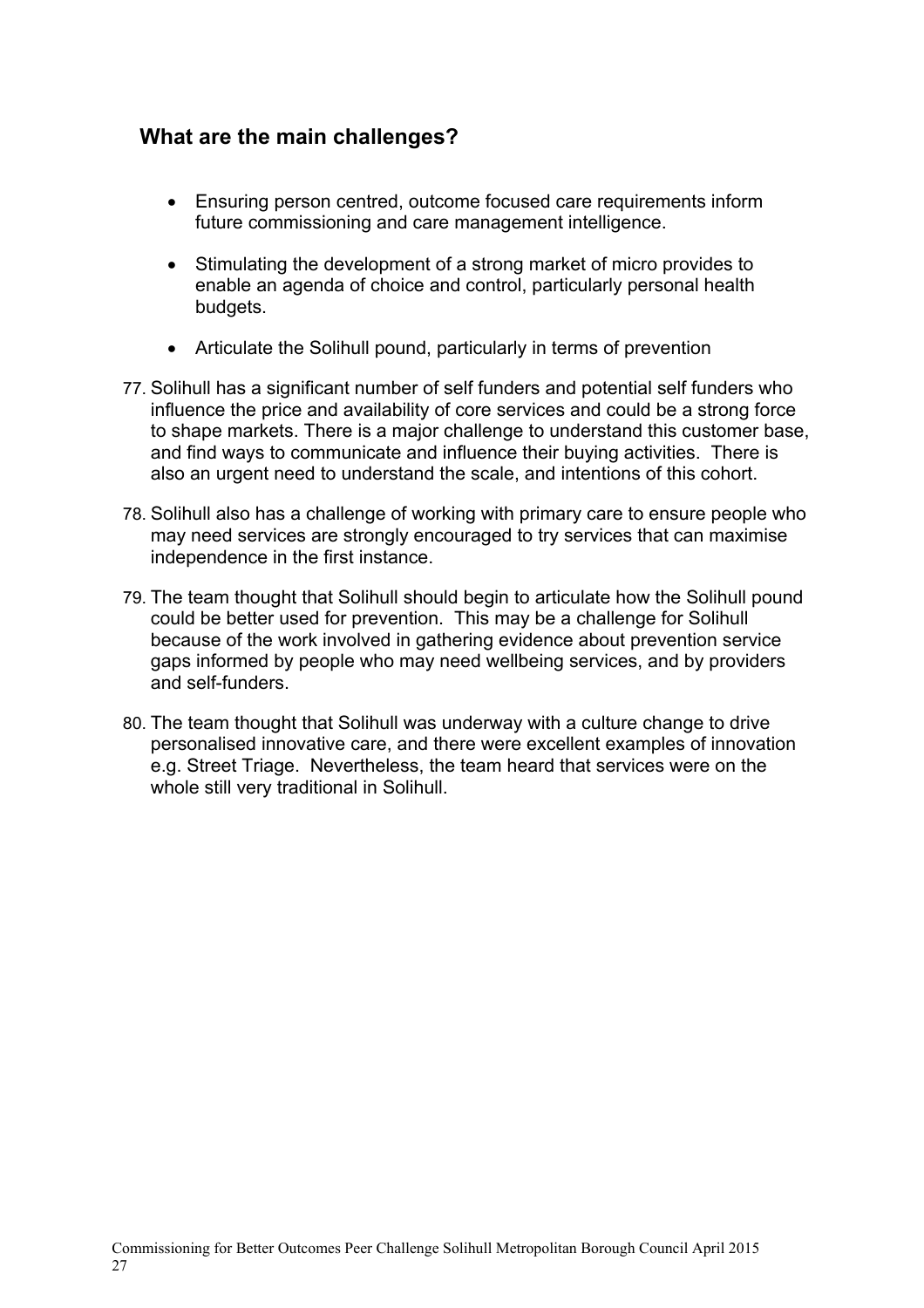## What are the main challenges?

- Ensuring person centred, outcome focused care requirements inform future commissioning and care management intelligence.
- Stimulating the development of a strong market of micro provides to enable an agenda of choice and control, particularly personal health budgets.
- Articulate the Solihull pound, particularly in terms of prevention

77. Solihull has a significant number of self funders and potential self funders who influence the price and availability of core services and could be a strong force to shape markets. There is a major challenge to understand this customer base, and find ways to communicate and influence their buying activities. There is also an urgent need to understand the scale, and intentions of this cohort.

78. Solihull also has a challenge of working with primary care to ensure people who may need services are strongly encouraged to try services that can maximise independence in the first instance.

79. The team thought that Solihull should begin to articulate how the Solihull pound could be better used for prevention. This may be a challenge for Solihull because of the work involved in gathering evidence about prevention service gaps informed by people who may need wellbeing services, and by providers and self-funders.

80. The team thought that Solihull was underway with a culture change to drive personalised innovative care, and there were excellent examples of innovation e.g. Street Triage. Nevertheless, the team heard that services were on the whole still very traditional in Solihull.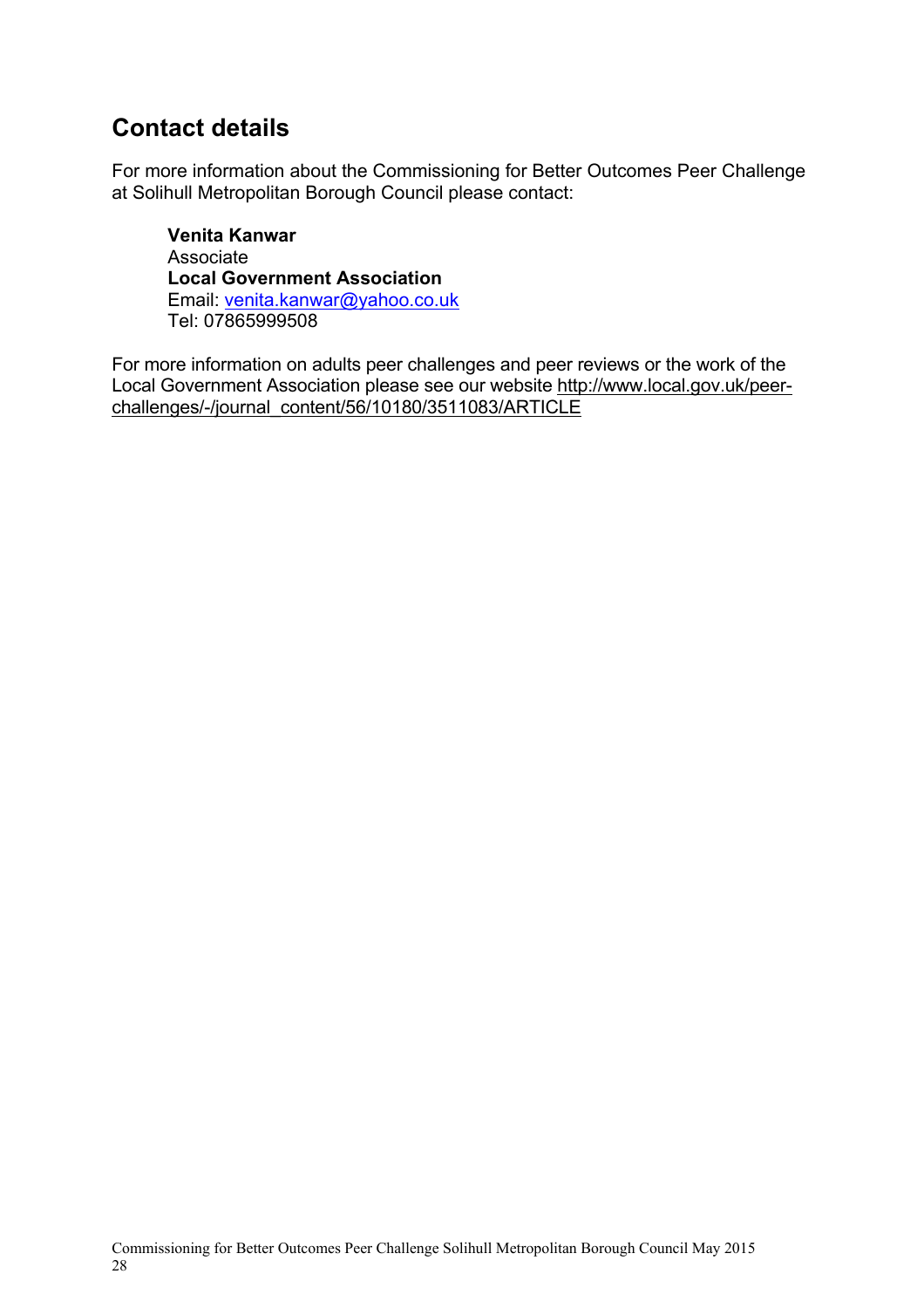## Contact details

For more information about the Commissioning for Better Outcomes Peer Challenge at Solihull Metropolitan Borough Council please contact:

**Venita Kanwar**
Associate
**Local Government Association**
Email: venita.kanwar@yahoo.co.uk
Tel: 07865999508

For more information on adults peer challenges and peer reviews or the work of the Local Government Association please see our website http://www.local.gov.uk/peer-challenges/-/journal_content/56/10180/3511083/ARTICLE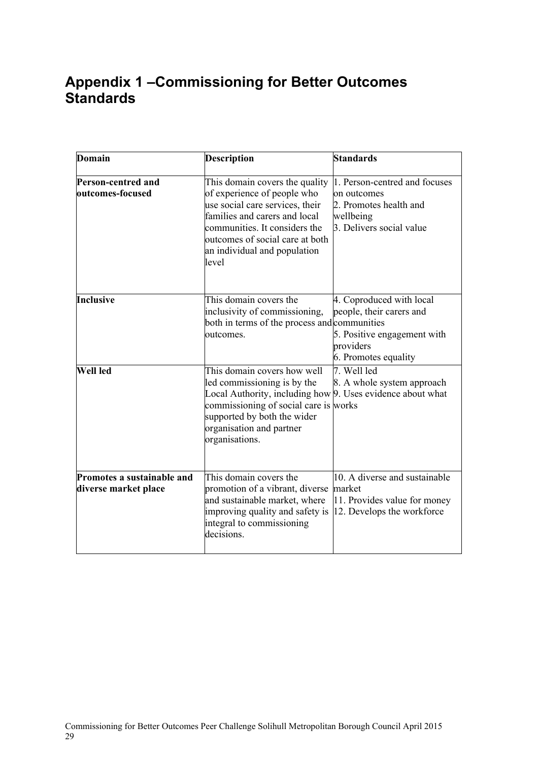# Appendix 1 –Commissioning for Better Outcomes Standards

| Domain | Description | Standards |
|---|---|---|
| **Person-centred and outcomes-focused** | This domain covers the quality of experience of people who use social care services, their families and carers and local communities. It considers the outcomes of social care at both an individual and population level | 1. Person-centred and focuses on outcomes<br>2. Promotes health and wellbeing<br>3. Delivers social value |
| **Inclusive** | This domain covers the inclusivity of commissioning, both in terms of the process and outcomes. | 4. Coproduced with local people, their carers and communities<br>5. Positive engagement with providers<br>6. Promotes equality |
| **Well led** | This domain covers how well led commissioning is by the Local Authority, including how commissioning of social care is supported by both the wider organisation and partner organisations. | 7. Well led<br>8. A whole system approach<br>9. Uses evidence about what works |
| **Promotes a sustainable and diverse market place** | This domain covers the promotion of a vibrant, diverse and sustainable market, where improving quality and safety is integral to commissioning decisions. | 10. A diverse and sustainable market<br>11. Provides value for money<br>12. Develops the workforce |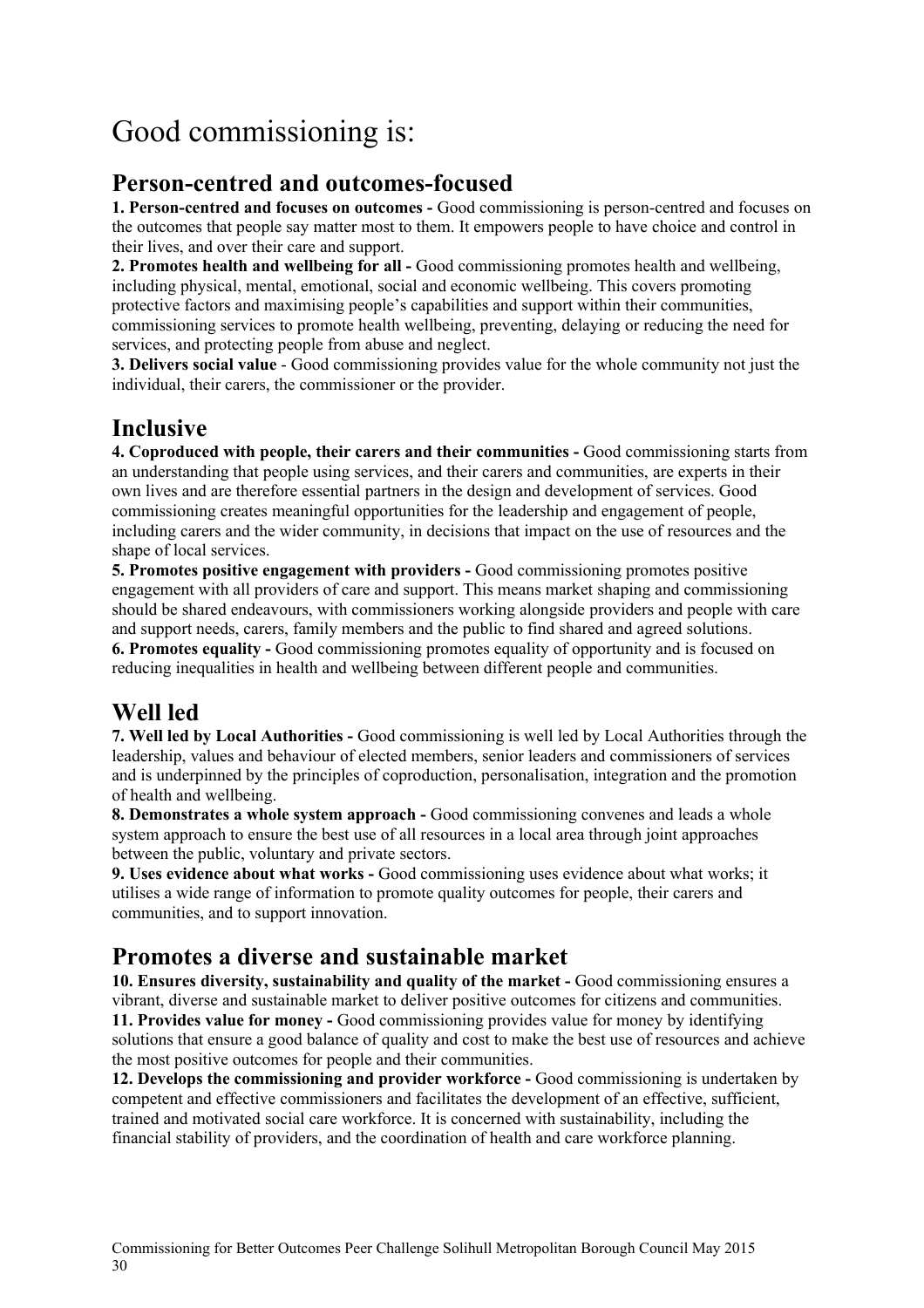# Good commissioning is:

## Person-centred and outcomes-focused

**1. Person-centred and focuses on outcomes -** Good commissioning is person-centred and focuses on the outcomes that people say matter most to them. It empowers people to have choice and control in their lives, and over their care and support.

**2. Promotes health and wellbeing for all -** Good commissioning promotes health and wellbeing, including physical, mental, emotional, social and economic wellbeing. This covers promoting protective factors and maximising people's capabilities and support within their communities, commissioning services to promote health wellbeing, preventing, delaying or reducing the need for services, and protecting people from abuse and neglect.

**3. Delivers social value** - Good commissioning provides value for the whole community not just the individual, their carers, the commissioner or the provider.

## Inclusive

**4. Coproduced with people, their carers and their communities -** Good commissioning starts from an understanding that people using services, and their carers and communities, are experts in their own lives and are therefore essential partners in the design and development of services. Good commissioning creates meaningful opportunities for the leadership and engagement of people, including carers and the wider community, in decisions that impact on the use of resources and the shape of local services.

**5. Promotes positive engagement with providers -** Good commissioning promotes positive engagement with all providers of care and support. This means market shaping and commissioning should be shared endeavours, with commissioners working alongside providers and people with care and support needs, carers, family members and the public to find shared and agreed solutions.

**6. Promotes equality -** Good commissioning promotes equality of opportunity and is focused on reducing inequalities in health and wellbeing between different people and communities.

## Well led

**7. Well led by Local Authorities -** Good commissioning is well led by Local Authorities through the leadership, values and behaviour of elected members, senior leaders and commissioners of services and is underpinned by the principles of coproduction, personalisation, integration and the promotion of health and wellbeing.

**8. Demonstrates a whole system approach -** Good commissioning convenes and leads a whole system approach to ensure the best use of all resources in a local area through joint approaches between the public, voluntary and private sectors.

**9. Uses evidence about what works -** Good commissioning uses evidence about what works; it utilises a wide range of information to promote quality outcomes for people, their carers and communities, and to support innovation.

## Promotes a diverse and sustainable market

**10. Ensures diversity, sustainability and quality of the market -** Good commissioning ensures a vibrant, diverse and sustainable market to deliver positive outcomes for citizens and communities.

**11. Provides value for money -** Good commissioning provides value for money by identifying solutions that ensure a good balance of quality and cost to make the best use of resources and achieve the most positive outcomes for people and their communities.

**12. Develops the commissioning and provider workforce -** Good commissioning is undertaken by competent and effective commissioners and facilitates the development of an effective, sufficient, trained and motivated social care workforce. It is concerned with sustainability, including the financial stability of providers, and the coordination of health and care workforce planning.